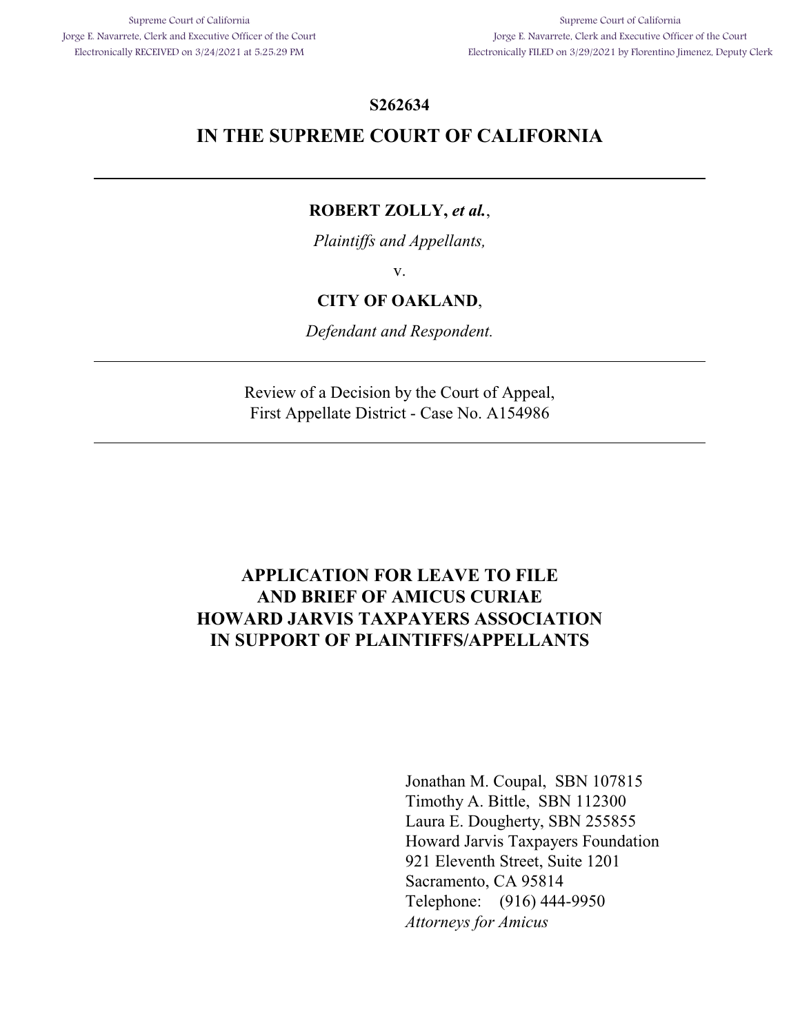Supreme Court of California
Jorge E. Navarrete, Clerk and Executive Officer of the Court
Electronically RECEIVED on 3/24/2021 at 5:25:29 PM

Supreme Court of California
Jorge E. Navarrete, Clerk and Executive Officer of the Court
Electronically FILED on 3/29/2021 by Florentino Jimenez, Deputy Clerk

**S262634**

# IN THE SUPREME COURT OF CALIFORNIA

---

**ROBERT ZOLLY, *et al.*,**

*Plaintiffs and Appellants,*

v.

**CITY OF OAKLAND**,

*Defendant and Respondent.*

---

Review of a Decision by the Court of Appeal,
First Appellate District - Case No. A154986

---

## APPLICATION FOR LEAVE TO FILE AND BRIEF OF AMICUS CURIAE HOWARD JARVIS TAXPAYERS ASSOCIATION IN SUPPORT OF PLAINTIFFS/APPELLANTS

Jonathan M. Coupal, SBN 107815
Timothy A. Bittle, SBN 112300
Laura E. Dougherty, SBN 255855
Howard Jarvis Taxpayers Foundation
921 Eleventh Street, Suite 1201
Sacramento, CA 95814
Telephone: (916) 444-9950
*Attorneys for Amicus*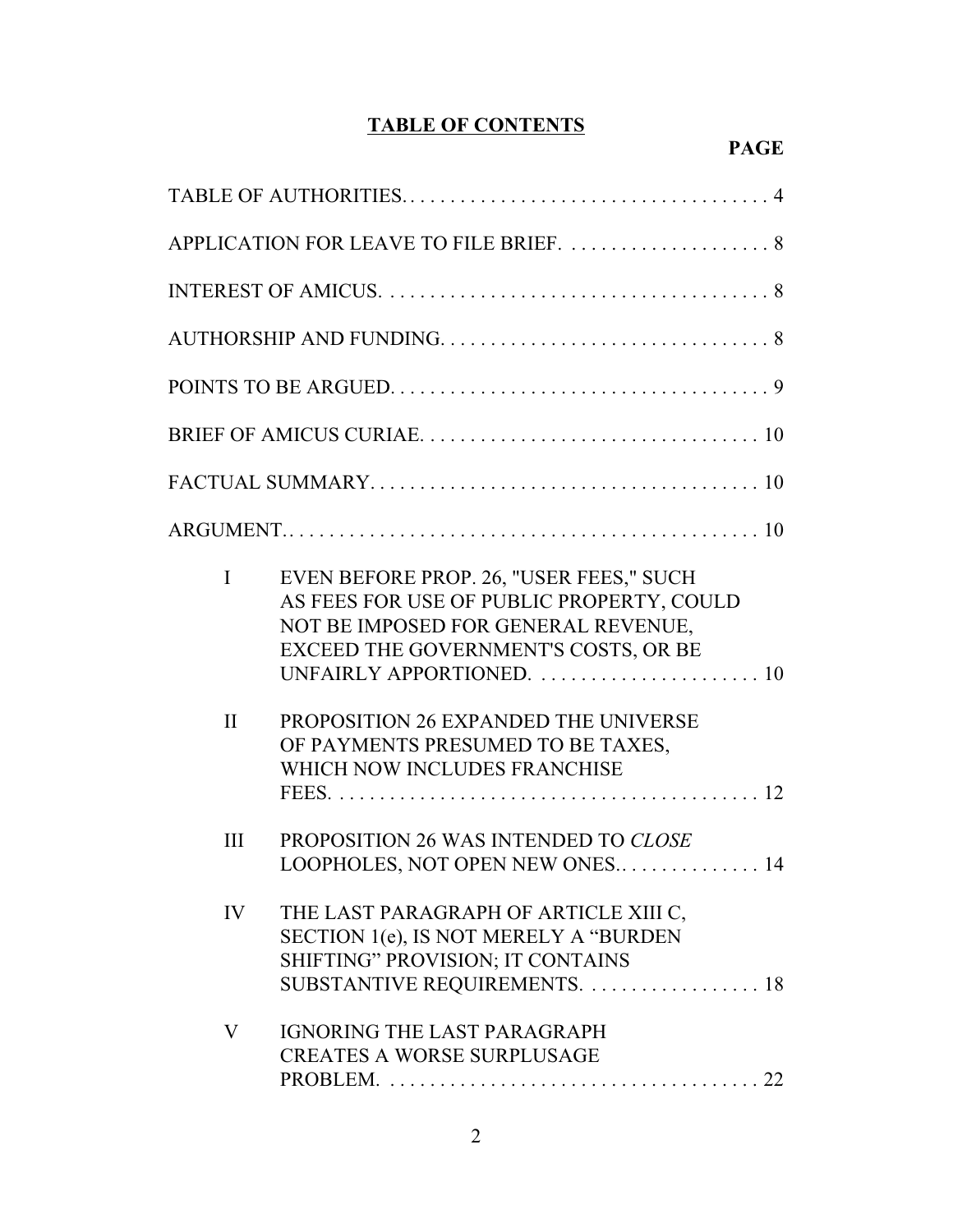# **TABLE OF CONTENTS**

**PAGE**

TABLE OF AUTHORITIES. . . . . . . . . . . . . . . . . . . . . . . . . . . . . . . . . . . . . 4

APPLICATION FOR LEAVE TO FILE BRIEF. . . . . . . . . . . . . . . . . . . . . 8

INTEREST OF AMICUS. . . . . . . . . . . . . . . . . . . . . . . . . . . . . . . . . . . . . . 8

AUTHORSHIP AND FUNDING. . . . . . . . . . . . . . . . . . . . . . . . . . . . . . . . . 8

POINTS TO BE ARGUED. . . . . . . . . . . . . . . . . . . . . . . . . . . . . . . . . . . . . 9

BRIEF OF AMICUS CURIAE. . . . . . . . . . . . . . . . . . . . . . . . . . . . . . . . . . 10

FACTUAL SUMMARY. . . . . . . . . . . . . . . . . . . . . . . . . . . . . . . . . . . . . . . 10

ARGUMENT. . . . . . . . . . . . . . . . . . . . . . . . . . . . . . . . . . . . . . . . . . . . . . . . 10

I EVEN BEFORE PROP. 26, "USER FEES," SUCH AS FEES FOR USE OF PUBLIC PROPERTY, COULD NOT BE IMPOSED FOR GENERAL REVENUE, EXCEED THE GOVERNMENT'S COSTS, OR BE UNFAIRLY APPORTIONED. . . . . . . . . . . . . . . . . . . . . . . 10

II PROPOSITION 26 EXPANDED THE UNIVERSE OF PAYMENTS PRESUMED TO BE TAXES, WHICH NOW INCLUDES FRANCHISE FEES. . . . . . . . . . . . . . . . . . . . . . . . . . . . . . . . . . . . . . . . . . 12

III PROPOSITION 26 WAS INTENDED TO *CLOSE* LOOPHOLES, NOT OPEN NEW ONES. . . . . . . . . . . . . . . 14

IV THE LAST PARAGRAPH OF ARTICLE XIII C, SECTION 1(e), IS NOT MERELY A "BURDEN SHIFTING" PROVISION; IT CONTAINS SUBSTANTIVE REQUIREMENTS. . . . . . . . . . . . . . . . . . 18

V IGNORING THE LAST PARAGRAPH CREATES A WORSE SURPLUSAGE PROBLEM. . . . . . . . . . . . . . . . . . . . . . . . . . . . . . . . . . . . . 22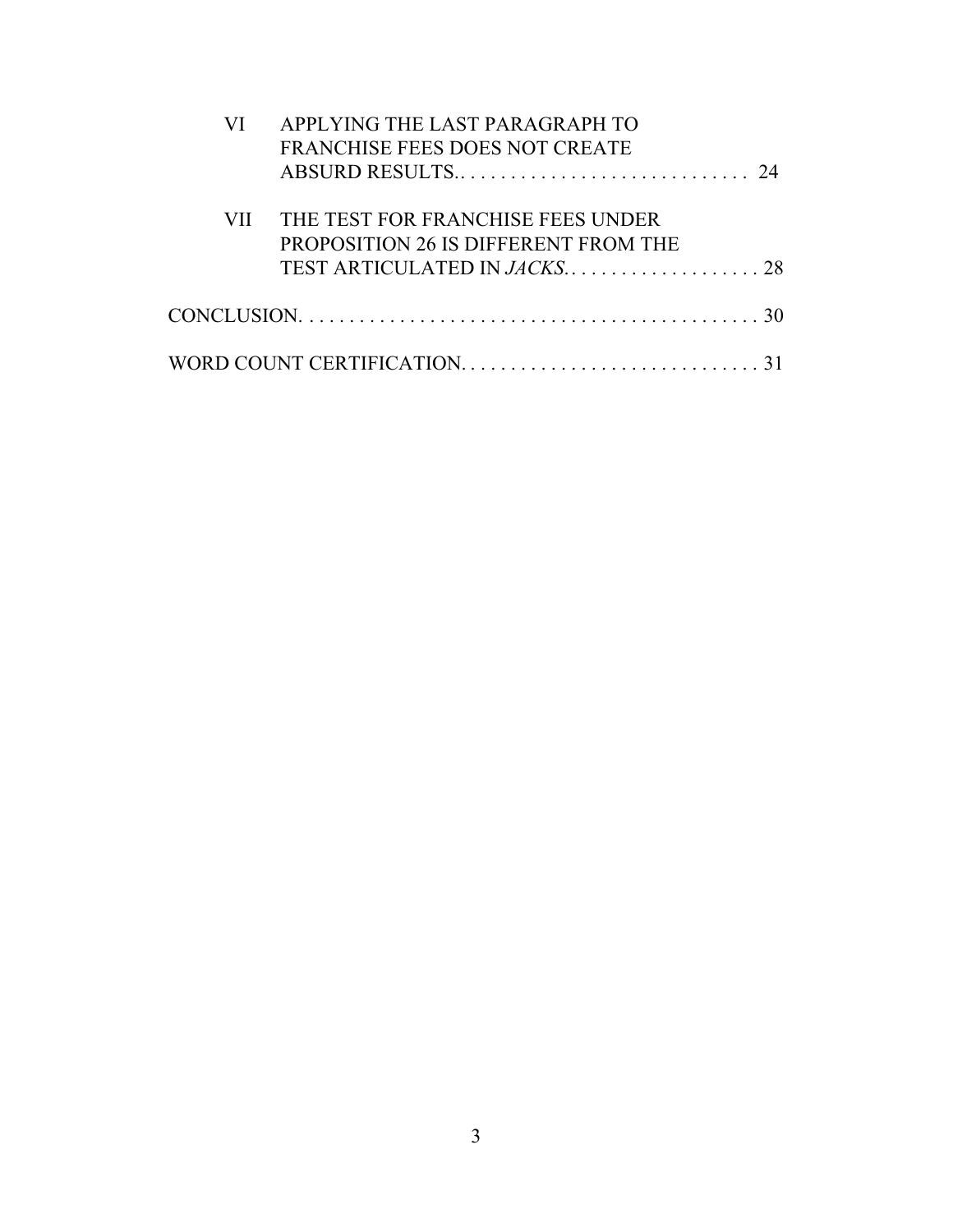VI APPLYING THE LAST PARAGRAPH TO FRANCHISE FEES DOES NOT CREATE ABSURD RESULTS.. . . . . . . . . . . . . . . . . . . . . . . . . . . . . 24

VII THE TEST FOR FRANCHISE FEES UNDER PROPOSITION 26 IS DIFFERENT FROM THE TEST ARTICULATED IN *JACKS*. . . . . . . . . . . . . . . . . . . . 28

CONCLUSION. . . . . . . . . . . . . . . . . . . . . . . . . . . . . . . . . . . . . . . . . . . . . . . 30

WORD COUNT CERTIFICATION. . . . . . . . . . . . . . . . . . . . . . . . . . . . . . 31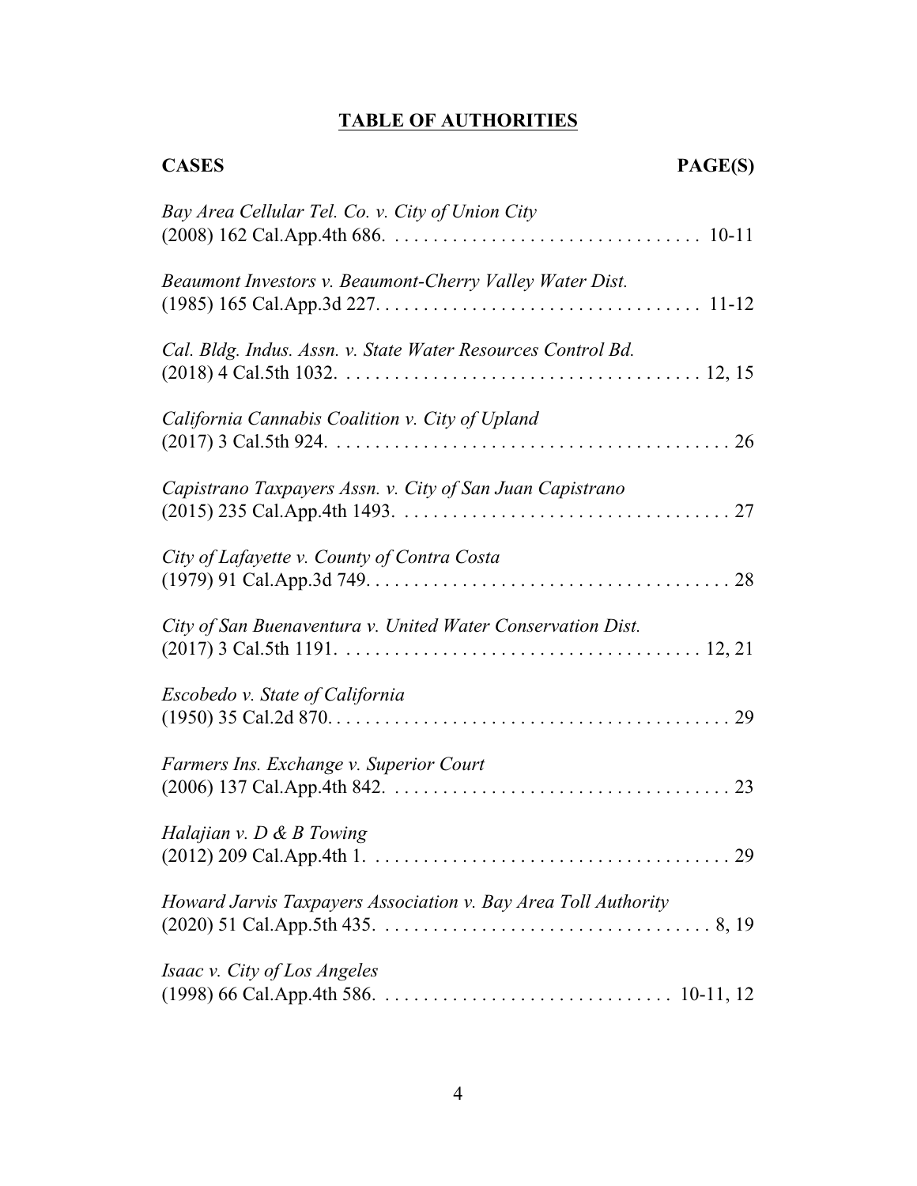## **TABLE OF AUTHORITIES**

**CASES** **PAGE(S)**

*Bay Area Cellular Tel. Co. v. City of Union City*
(2008) 162 Cal.App.4th 686. . . . . . . . . . . . . . . . . . . . . . . . . . . . . . . . . 10-11

*Beaumont Investors v. Beaumont-Cherry Valley Water Dist.*
(1985) 165 Cal.App.3d 227. . . . . . . . . . . . . . . . . . . . . . . . . . . . . . . . . . 11-12

*Cal. Bldg. Indus. Assn. v. State Water Resources Control Bd.*
(2018) 4 Cal.5th 1032. . . . . . . . . . . . . . . . . . . . . . . . . . . . . . . . . . . . . . 12, 15

*California Cannabis Coalition v. City of Upland*
(2017) 3 Cal.5th 924. . . . . . . . . . . . . . . . . . . . . . . . . . . . . . . . . . . . . . . . . 26

*Capistrano Taxpayers Assn. v. City of San Juan Capistrano*
(2015) 235 Cal.App.4th 1493. . . . . . . . . . . . . . . . . . . . . . . . . . . . . . . . . . . 27

*City of Lafayette v. County of Contra Costa*
(1979) 91 Cal.App.3d 749. . . . . . . . . . . . . . . . . . . . . . . . . . . . . . . . . . . . . . 28

*City of San Buenaventura v. United Water Conservation Dist.*
(2017) 3 Cal.5th 1191. . . . . . . . . . . . . . . . . . . . . . . . . . . . . . . . . . . . . . 12, 21

*Escobedo v. State of California*
(1950) 35 Cal.2d 870. . . . . . . . . . . . . . . . . . . . . . . . . . . . . . . . . . . . . . . . . . 29

*Farmers Ins. Exchange v. Superior Court*
(2006) 137 Cal.App.4th 842. . . . . . . . . . . . . . . . . . . . . . . . . . . . . . . . . . . . 23

*Halajian v. D & B Towing*
(2012) 209 Cal.App.4th 1. . . . . . . . . . . . . . . . . . . . . . . . . . . . . . . . . . . . . . 29

*Howard Jarvis Taxpayers Association v. Bay Area Toll Authority*
(2020) 51 Cal.App.5th 435. . . . . . . . . . . . . . . . . . . . . . . . . . . . . . . . . . . . 8, 19

*Isaac v. City of Los Angeles*
(1998) 66 Cal.App.4th 586. . . . . . . . . . . . . . . . . . . . . . . . . . . . . . . 10-11, 12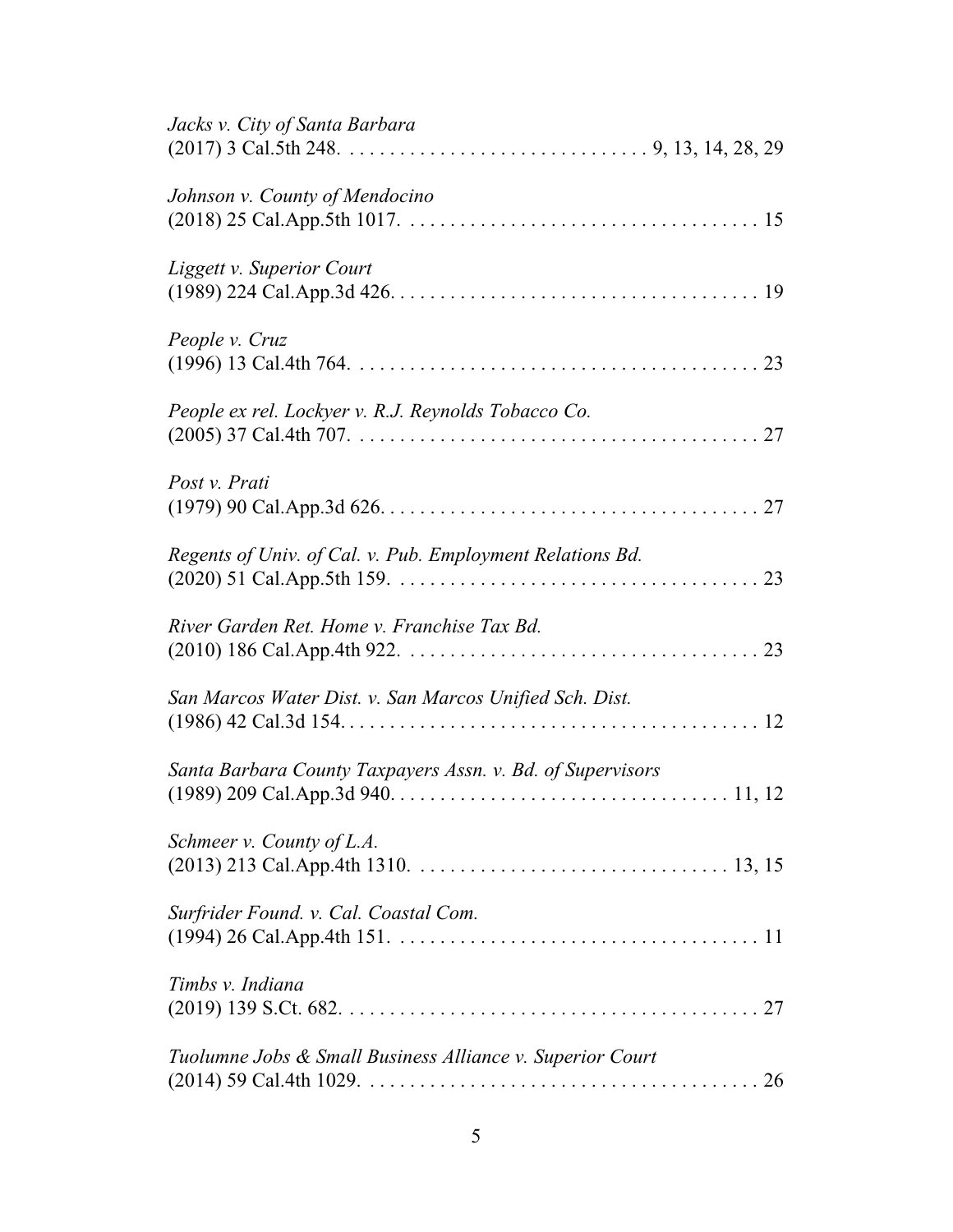*Jacks v. City of Santa Barbara*
(2017) 3 Cal.5th 248. . . . . . . . . . . . . . . . . . . . . . . . . . . . . . 9, 13, 14, 28, 29

*Johnson v. County of Mendocino*
(2018) 25 Cal.App.5th 1017. . . . . . . . . . . . . . . . . . . . . . . . . . . . . . . . . . . 15

*Liggett v. Superior Court*
(1989) 224 Cal.App.3d 426. . . . . . . . . . . . . . . . . . . . . . . . . . . . . . . . . . . . 19

*People v. Cruz*
(1996) 13 Cal.4th 764. . . . . . . . . . . . . . . . . . . . . . . . . . . . . . . . . . . . . . . . 23

*People ex rel. Lockyer v. R.J. Reynolds Tobacco Co.*
(2005) 37 Cal.4th 707. . . . . . . . . . . . . . . . . . . . . . . . . . . . . . . . . . . . . . . . 27

*Post v. Prati*
(1979) 90 Cal.App.3d 626. . . . . . . . . . . . . . . . . . . . . . . . . . . . . . . . . . . . . 27

*Regents of Univ. of Cal. v. Pub. Employment Relations Bd.*
(2020) 51 Cal.App.5th 159. . . . . . . . . . . . . . . . . . . . . . . . . . . . . . . . . . . . 23

*River Garden Ret. Home v. Franchise Tax Bd.*
(2010) 186 Cal.App.4th 922. . . . . . . . . . . . . . . . . . . . . . . . . . . . . . . . . . . 23

*San Marcos Water Dist. v. San Marcos Unified Sch. Dist.*
(1986) 42 Cal.3d 154. . . . . . . . . . . . . . . . . . . . . . . . . . . . . . . . . . . . . . . . . 12

*Santa Barbara County Taxpayers Assn. v. Bd. of Supervisors*
(1989) 209 Cal.App.3d 940. . . . . . . . . . . . . . . . . . . . . . . . . . . . . . . . . 11, 12

*Schmeer v. County of L.A.*
(2013) 213 Cal.App.4th 1310. . . . . . . . . . . . . . . . . . . . . . . . . . . . . . . 13, 15

*Surfrider Found. v. Cal. Coastal Com.*
(1994) 26 Cal.App.4th 151. . . . . . . . . . . . . . . . . . . . . . . . . . . . . . . . . . . . 11

*Timbs v. Indiana*
(2019) 139 S.Ct. 682. . . . . . . . . . . . . . . . . . . . . . . . . . . . . . . . . . . . . . . . . 27

*Tuolumne Jobs & Small Business Alliance v. Superior Court*
(2014) 59 Cal.4th 1029. . . . . . . . . . . . . . . . . . . . . . . . . . . . . . . . . . . . . . . 26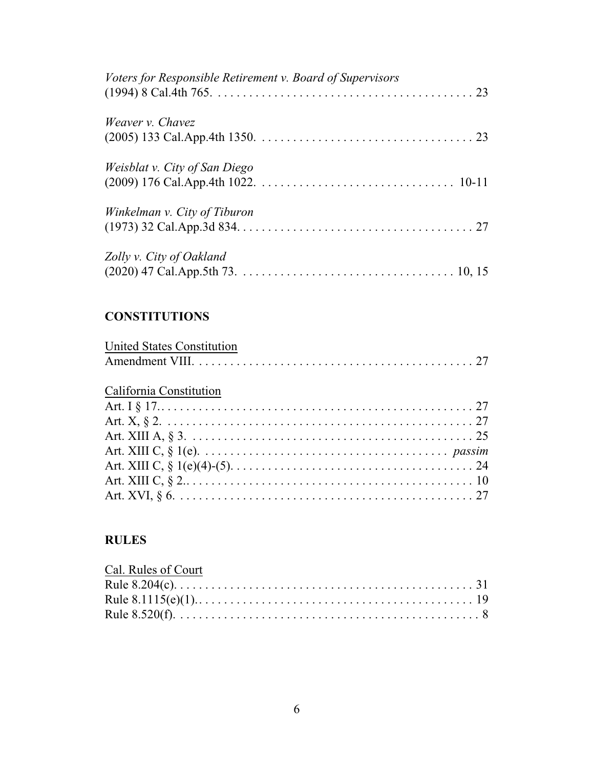*Voters for Responsible Retirement v. Board of Supervisors*
(1994) 8 Cal.4th 765. . . . . . . . . . . . . . . . . . . . . . . . . . . . . . . . . . . . . . . . . 23

*Weaver v. Chavez*
(2005) 133 Cal.App.4th 1350. . . . . . . . . . . . . . . . . . . . . . . . . . . . . . . . . . . 23

*Weisblat v. City of San Diego*
(2009) 176 Cal.App.4th 1022. . . . . . . . . . . . . . . . . . . . . . . . . . . . . . . . 10-11

*Winkelman v. City of Tiburon*
(1973) 32 Cal.App.3d 834. . . . . . . . . . . . . . . . . . . . . . . . . . . . . . . . . . . . . . 27

*Zolly v. City of Oakland*
(2020) 47 Cal.App.5th 73. . . . . . . . . . . . . . . . . . . . . . . . . . . . . . . . . . . 10, 15

**CONSTITUTIONS**

United States Constitution
Amendment VIII. . . . . . . . . . . . . . . . . . . . . . . . . . . . . . . . . . . . . . . . . . . . 27

California Constitution
Art. I § 17.. . . . . . . . . . . . . . . . . . . . . . . . . . . . . . . . . . . . . . . . . . . . . . . . . 27
Art. X, § 2. . . . . . . . . . . . . . . . . . . . . . . . . . . . . . . . . . . . . . . . . . . . . . . . . 27
Art. XIII A, § 3. . . . . . . . . . . . . . . . . . . . . . . . . . . . . . . . . . . . . . . . . . . . . 25
Art. XIII C, § 1(e). . . . . . . . . . . . . . . . . . . . . . . . . . . . . . . . . . . . . . . *passim*
Art. XIII C, § 1(e)(4)-(5). . . . . . . . . . . . . . . . . . . . . . . . . . . . . . . . . . . . . . 24
Art. XIII C, § 2.. . . . . . . . . . . . . . . . . . . . . . . . . . . . . . . . . . . . . . . . . . . . . 10
Art. XVI, § 6. . . . . . . . . . . . . . . . . . . . . . . . . . . . . . . . . . . . . . . . . . . . . . . 27

**RULES**

Cal. Rules of Court
Rule 8.204(c). . . . . . . . . . . . . . . . . . . . . . . . . . . . . . . . . . . . . . . . . . . . . . . 31
Rule 8.1115(e)(1).. . . . . . . . . . . . . . . . . . . . . . . . . . . . . . . . . . . . . . . . . . . 19
Rule 8.520(f). . . . . . . . . . . . . . . . . . . . . . . . . . . . . . . . . . . . . . . . . . . . . . . . 8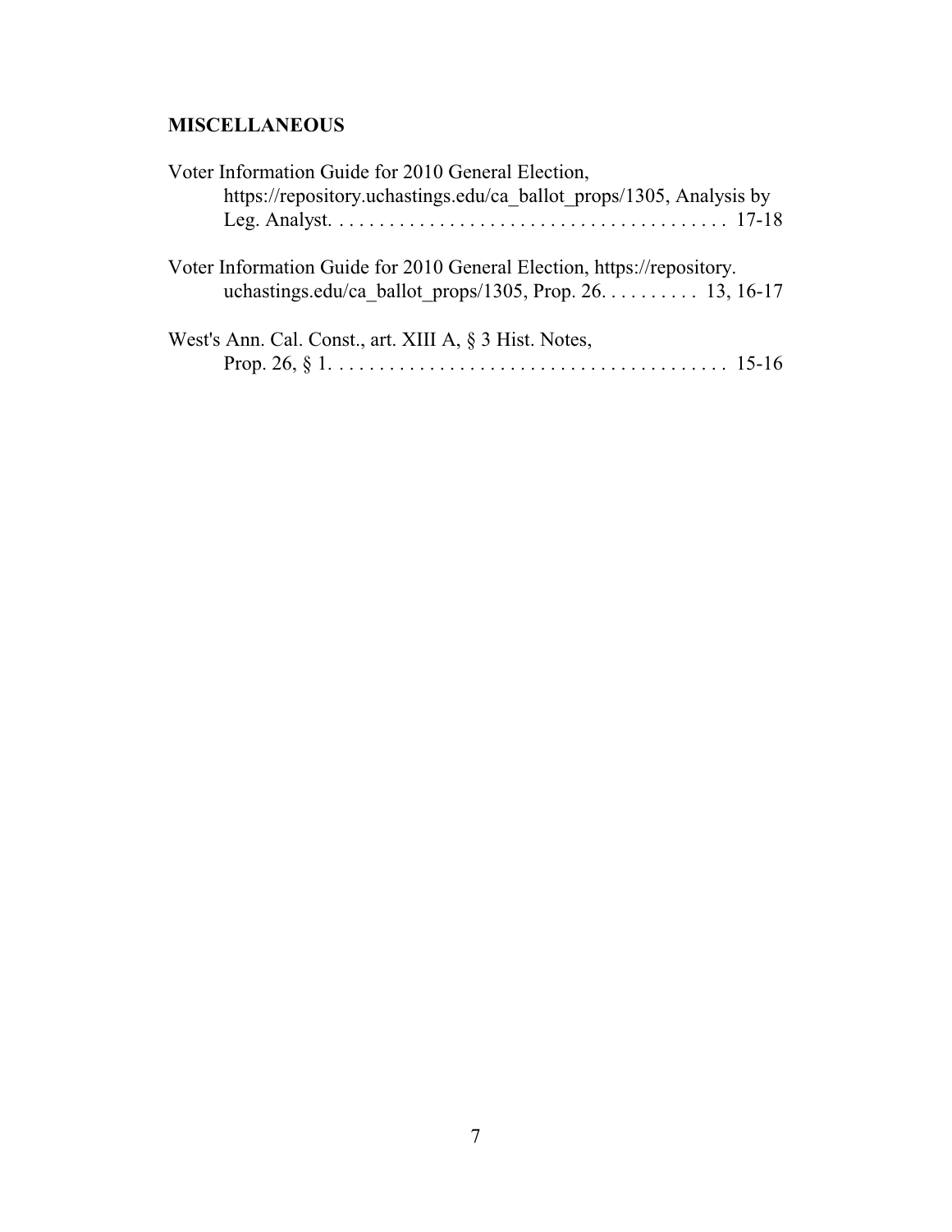**MISCELLANEOUS**

Voter Information Guide for 2010 General Election, https://repository.uchastings.edu/ca_ballot_props/1305, Analysis by Leg. Analyst. . . . . . . . . . . . . . . . . . . . . . . . . . . . . . . . . . . . . . . . 17-18

Voter Information Guide for 2010 General Election, https://repository.uchastings.edu/ca_ballot_props/1305, Prop. 26. . . . . . . . . . 13, 16-17

West's Ann. Cal. Const., art. XIII A, § 3 Hist. Notes, Prop. 26, § 1. . . . . . . . . . . . . . . . . . . . . . . . . . . . . . . . . . . . . . . . 15-16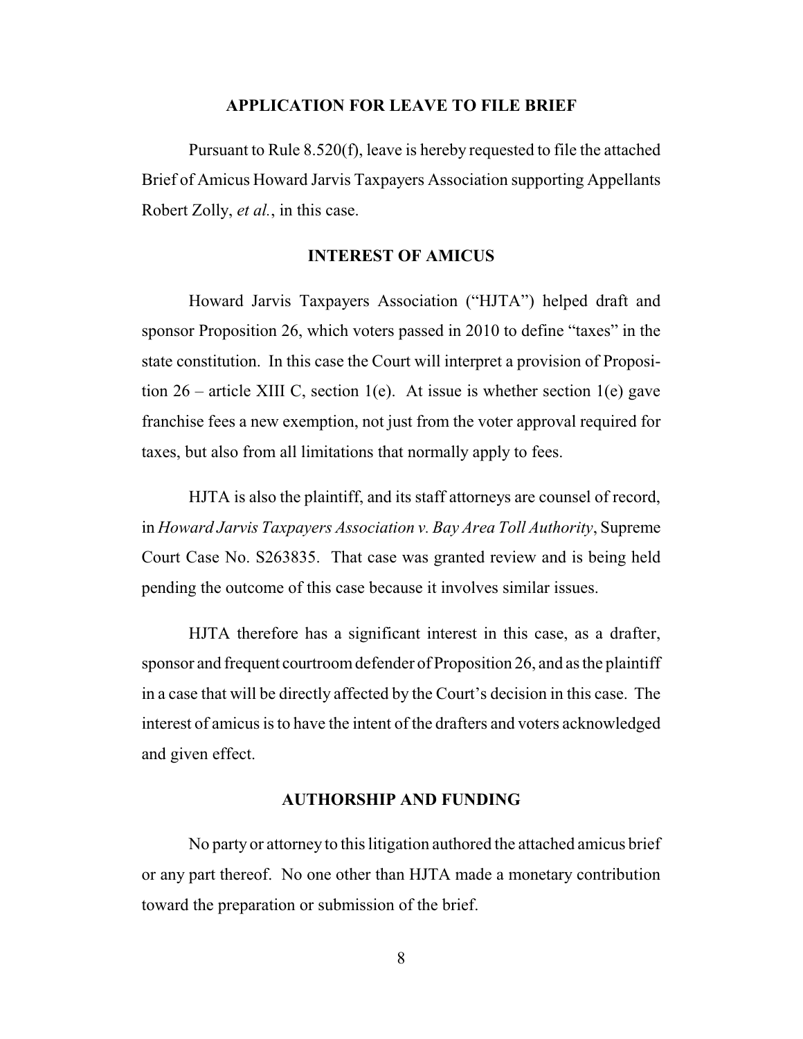## APPLICATION FOR LEAVE TO FILE BRIEF

Pursuant to Rule 8.520(f), leave is hereby requested to file the attached Brief of Amicus Howard Jarvis Taxpayers Association supporting Appellants Robert Zolly, *et al.*, in this case.

## INTEREST OF AMICUS

Howard Jarvis Taxpayers Association ("HJTA") helped draft and sponsor Proposition 26, which voters passed in 2010 to define "taxes" in the state constitution. In this case the Court will interpret a provision of Proposition 26 – article XIII C, section 1(e). At issue is whether section 1(e) gave franchise fees a new exemption, not just from the voter approval required for taxes, but also from all limitations that normally apply to fees.

HJTA is also the plaintiff, and its staff attorneys are counsel of record, in *Howard Jarvis Taxpayers Association v. Bay Area Toll Authority*, Supreme Court Case No. S263835. That case was granted review and is being held pending the outcome of this case because it involves similar issues.

HJTA therefore has a significant interest in this case, as a drafter, sponsor and frequent courtroom defender of Proposition 26, and as the plaintiff in a case that will be directly affected by the Court's decision in this case. The interest of amicus is to have the intent of the drafters and voters acknowledged and given effect.

## AUTHORSHIP AND FUNDING

No party or attorney to this litigation authored the attached amicus brief or any part thereof. No one other than HJTA made a monetary contribution toward the preparation or submission of the brief.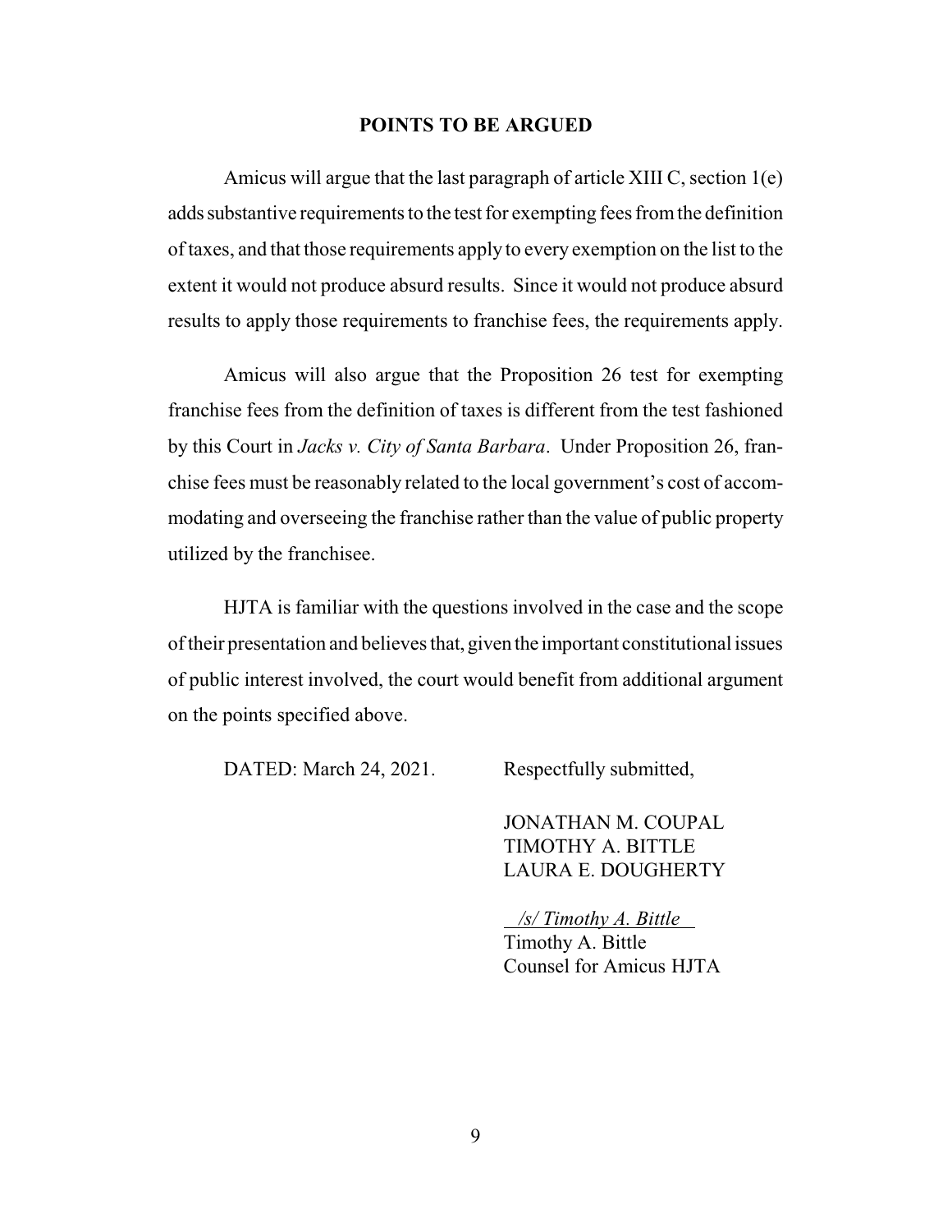## POINTS TO BE ARGUED

Amicus will argue that the last paragraph of article XIII C, section 1(e) adds substantive requirements to the test for exempting fees from the definition of taxes, and that those requirements apply to every exemption on the list to the extent it would not produce absurd results. Since it would not produce absurd results to apply those requirements to franchise fees, the requirements apply.

Amicus will also argue that the Proposition 26 test for exempting franchise fees from the definition of taxes is different from the test fashioned by this Court in *Jacks v. City of Santa Barbara*. Under Proposition 26, franchise fees must be reasonably related to the local government's cost of accommodating and overseeing the franchise rather than the value of public property utilized by the franchisee.

HJTA is familiar with the questions involved in the case and the scope of their presentation and believes that, given the important constitutional issues of public interest involved, the court would benefit from additional argument on the points specified above.

DATED: March 24, 2021.

Respectfully submitted,

JONATHAN M. COUPAL
TIMOTHY A. BITTLE
LAURA E. DOUGHERTY

*/s/ Timothy A. Bittle*
Timothy A. Bittle
Counsel for Amicus HJTA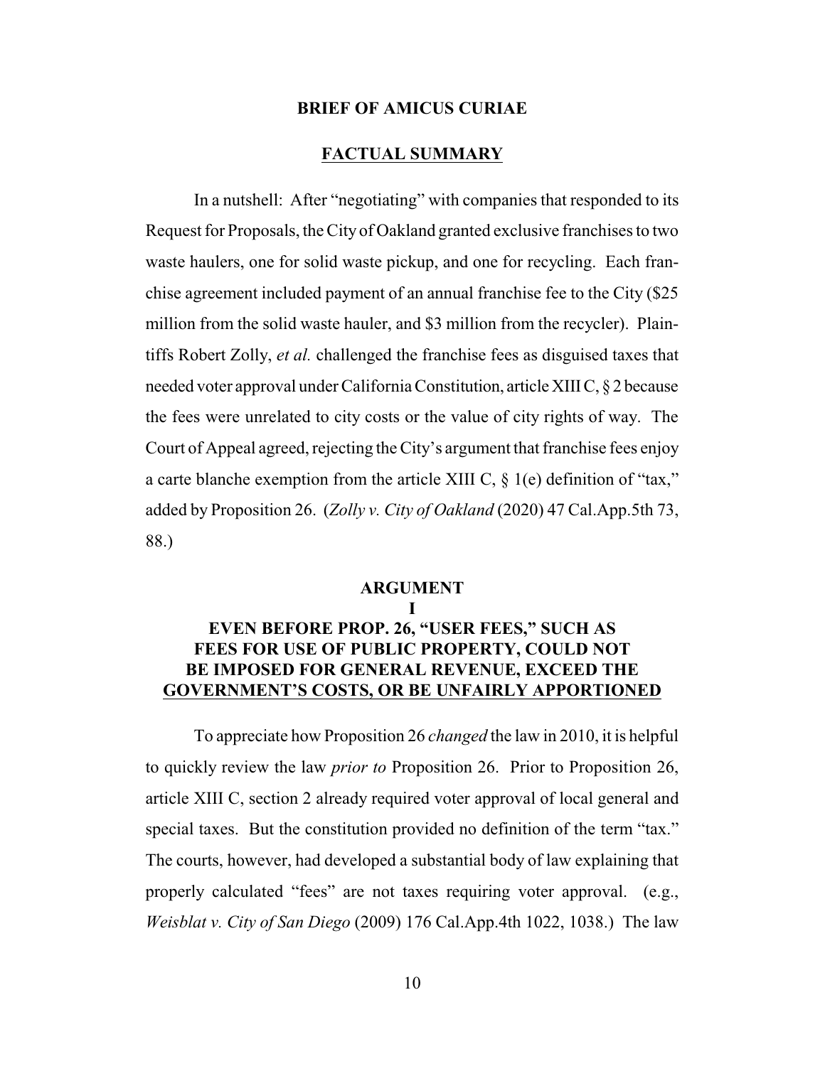## BRIEF OF AMICUS CURIAE

## FACTUAL SUMMARY

In a nutshell: After "negotiating" with companies that responded to its Request for Proposals, the City of Oakland granted exclusive franchises to two waste haulers, one for solid waste pickup, and one for recycling. Each franchise agreement included payment of an annual franchise fee to the City ($25 million from the solid waste hauler, and $3 million from the recycler). Plaintiffs Robert Zolly, *et al.* challenged the franchise fees as disguised taxes that needed voter approval under California Constitution, article XIII C, § 2 because the fees were unrelated to city costs or the value of city rights of way. The Court of Appeal agreed, rejecting the City's argument that franchise fees enjoy a carte blanche exemption from the article XIII C, § 1(e) definition of "tax," added by Proposition 26. (*Zolly v. City of Oakland* (2020) 47 Cal.App.5th 73, 88.)

## ARGUMENT

### I

### EVEN BEFORE PROP. 26, "USER FEES," SUCH AS FEES FOR USE OF PUBLIC PROPERTY, COULD NOT BE IMPOSED FOR GENERAL REVENUE, EXCEED THE GOVERNMENT'S COSTS, OR BE UNFAIRLY APPORTIONED

To appreciate how Proposition 26 *changed* the law in 2010, it is helpful to quickly review the law *prior to* Proposition 26. Prior to Proposition 26, article XIII C, section 2 already required voter approval of local general and special taxes. But the constitution provided no definition of the term "tax." The courts, however, had developed a substantial body of law explaining that properly calculated "fees" are not taxes requiring voter approval. (e.g., *Weisblat v. City of San Diego* (2009) 176 Cal.App.4th 1022, 1038.) The law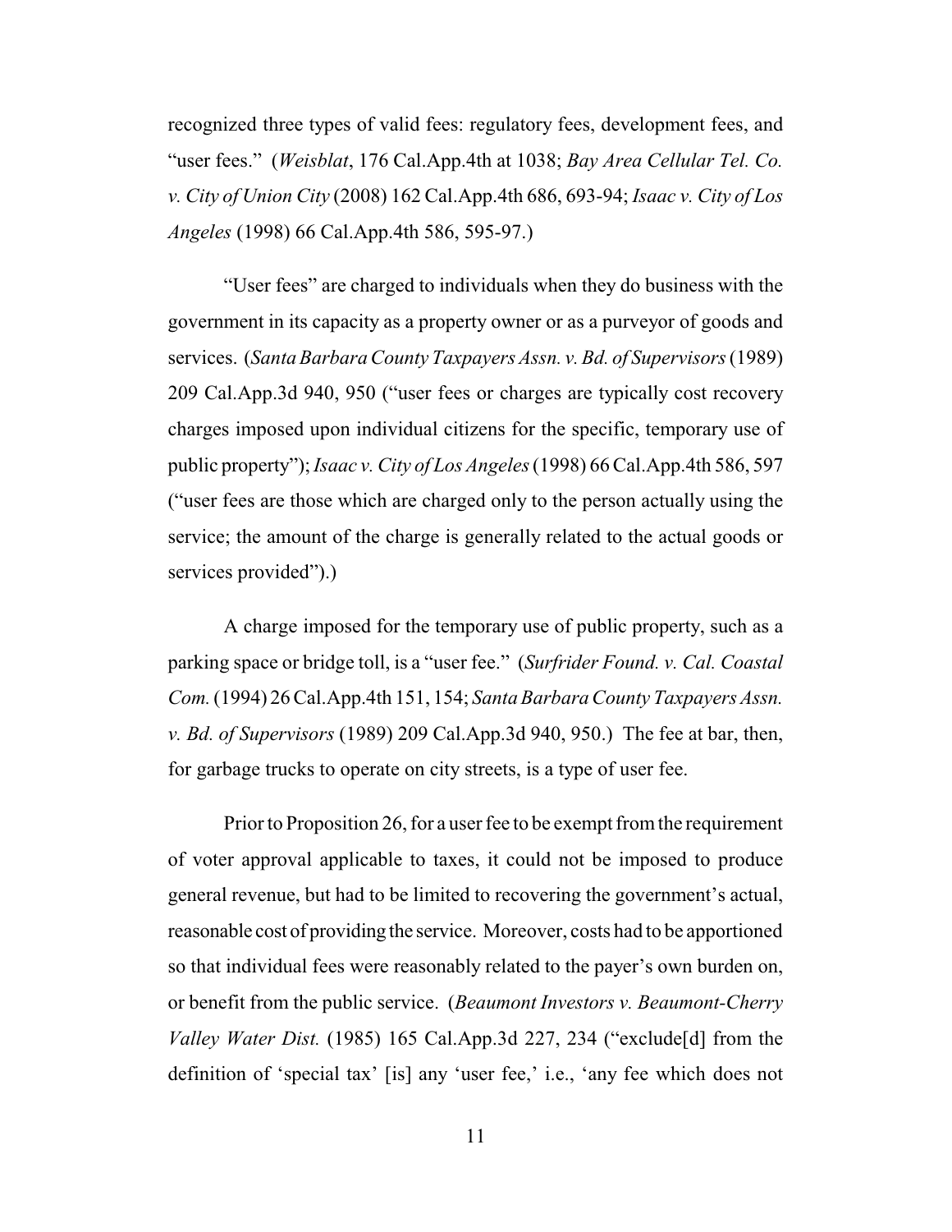recognized three types of valid fees: regulatory fees, development fees, and "user fees." (*Weisblat*, 176 Cal.App.4th at 1038; *Bay Area Cellular Tel. Co. v. City of Union City* (2008) 162 Cal.App.4th 686, 693-94; *Isaac v. City of Los Angeles* (1998) 66 Cal.App.4th 586, 595-97.)

"User fees" are charged to individuals when they do business with the government in its capacity as a property owner or as a purveyor of goods and services. (*Santa Barbara County Taxpayers Assn. v. Bd. of Supervisors* (1989) 209 Cal.App.3d 940, 950 ("user fees or charges are typically cost recovery charges imposed upon individual citizens for the specific, temporary use of public property"); *Isaac v. City of Los Angeles* (1998) 66 Cal.App.4th 586, 597 ("user fees are those which are charged only to the person actually using the service; the amount of the charge is generally related to the actual goods or services provided").)

A charge imposed for the temporary use of public property, such as a parking space or bridge toll, is a "user fee." (*Surfrider Found. v. Cal. Coastal Com.* (1994) 26 Cal.App.4th 151, 154; *Santa Barbara County Taxpayers Assn. v. Bd. of Supervisors* (1989) 209 Cal.App.3d 940, 950.) The fee at bar, then, for garbage trucks to operate on city streets, is a type of user fee.

Prior to Proposition 26, for a user fee to be exempt from the requirement of voter approval applicable to taxes, it could not be imposed to produce general revenue, but had to be limited to recovering the government's actual, reasonable cost of providing the service. Moreover, costs had to be apportioned so that individual fees were reasonably related to the payer's own burden on, or benefit from the public service. (*Beaumont Investors v. Beaumont-Cherry Valley Water Dist.* (1985) 165 Cal.App.3d 227, 234 ("exclude[d] from the definition of 'special tax' [is] any 'user fee,' i.e., 'any fee which does not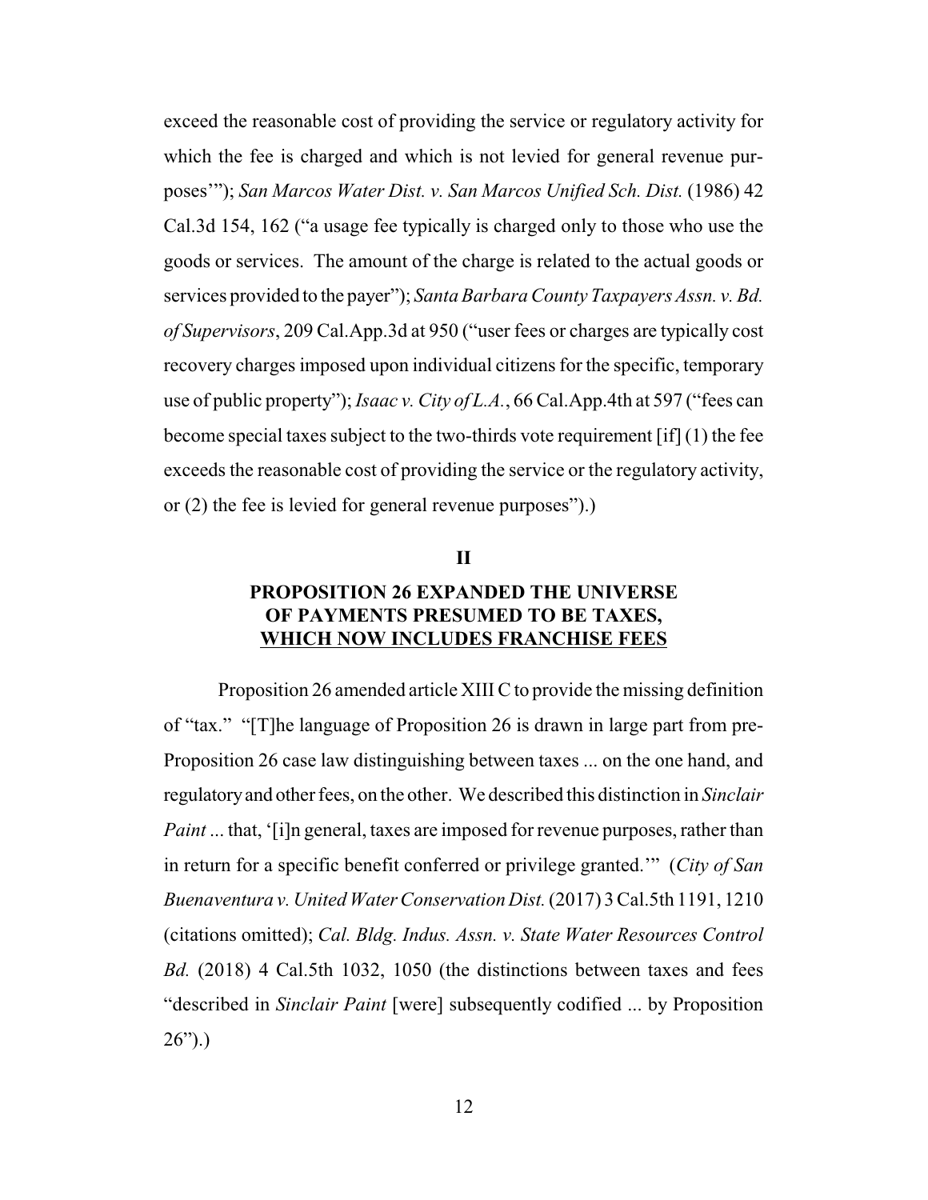exceed the reasonable cost of providing the service or regulatory activity for which the fee is charged and which is not levied for general revenue purposes'"); *San Marcos Water Dist. v. San Marcos Unified Sch. Dist.* (1986) 42 Cal.3d 154, 162 ("a usage fee typically is charged only to those who use the goods or services. The amount of the charge is related to the actual goods or services provided to the payer"); *Santa Barbara County Taxpayers Assn. v. Bd. of Supervisors*, 209 Cal.App.3d at 950 ("user fees or charges are typically cost recovery charges imposed upon individual citizens for the specific, temporary use of public property"); *Isaac v. City of L.A.*, 66 Cal.App.4th at 597 ("fees can become special taxes subject to the two-thirds vote requirement [if] (1) the fee exceeds the reasonable cost of providing the service or the regulatory activity, or (2) the fee is levied for general revenue purposes").)

## II

## PROPOSITION 26 EXPANDED THE UNIVERSE OF PAYMENTS PRESUMED TO BE TAXES, WHICH NOW INCLUDES FRANCHISE FEES

Proposition 26 amended article XIII C to provide the missing definition of "tax." "[T]he language of Proposition 26 is drawn in large part from pre-Proposition 26 case law distinguishing between taxes ... on the one hand, and regulatory and other fees, on the other. We described this distinction in *Sinclair Paint* ... that, '[i]n general, taxes are imposed for revenue purposes, rather than in return for a specific benefit conferred or privilege granted.'" (*City of San Buenaventura v. United Water Conservation Dist.* (2017) 3 Cal.5th 1191, 1210 (citations omitted); *Cal. Bldg. Indus. Assn. v. State Water Resources Control Bd.* (2018) 4 Cal.5th 1032, 1050 (the distinctions between taxes and fees "described in *Sinclair Paint* [were] subsequently codified ... by Proposition 26").)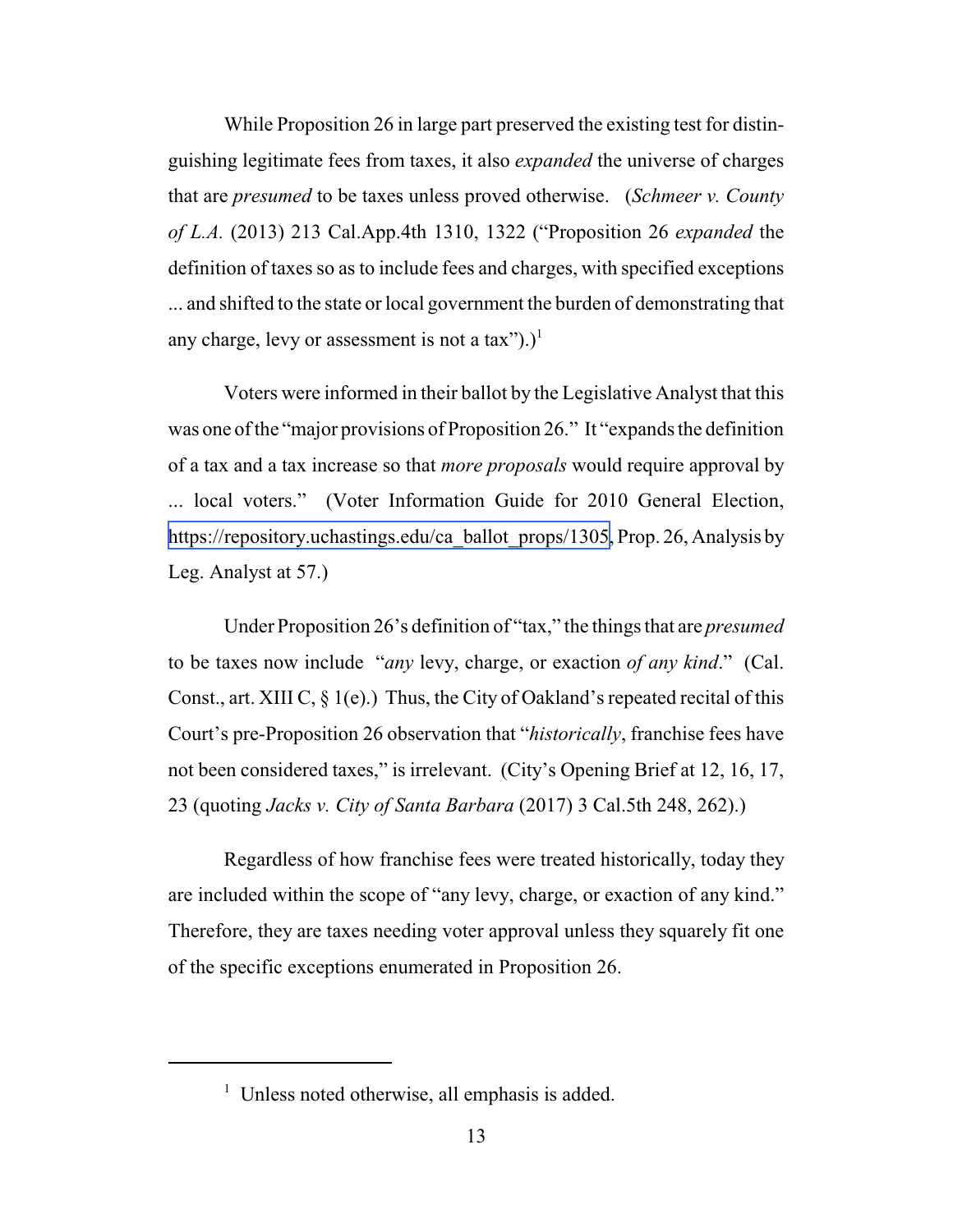While Proposition 26 in large part preserved the existing test for distinguishing legitimate fees from taxes, it also *expanded* the universe of charges that are *presumed* to be taxes unless proved otherwise. (*Schmeer v. County of L.A.* (2013) 213 Cal.App.4th 1310, 1322 ("Proposition 26 *expanded* the definition of taxes so as to include fees and charges, with specified exceptions ... and shifted to the state or local government the burden of demonstrating that any charge, levy or assessment is not a tax").)[1]

Voters were informed in their ballot by the Legislative Analyst that this was one of the "major provisions of Proposition 26." It "expands the definition of a tax and a tax increase so that *more proposals* would require approval by ... local voters." (Voter Information Guide for 2010 General Election, https://repository.uchastings.edu/ca_ballot_props/1305, Prop. 26, Analysis by Leg. Analyst at 57.)

Under Proposition 26's definition of "tax," the things that are *presumed* to be taxes now include "*any* levy, charge, or exaction *of any kind*." (Cal. Const., art. XIII C, § 1(e).) Thus, the City of Oakland's repeated recital of this Court's pre-Proposition 26 observation that "*historically*, franchise fees have not been considered taxes," is irrelevant. (City's Opening Brief at 12, 16, 17, 23 (quoting *Jacks v. City of Santa Barbara* (2017) 3 Cal.5th 248, 262).)

Regardless of how franchise fees were treated historically, today they are included within the scope of "any levy, charge, or exaction of any kind." Therefore, they are taxes needing voter approval unless they squarely fit one of the specific exceptions enumerated in Proposition 26.

---

[1] Unless noted otherwise, all emphasis is added.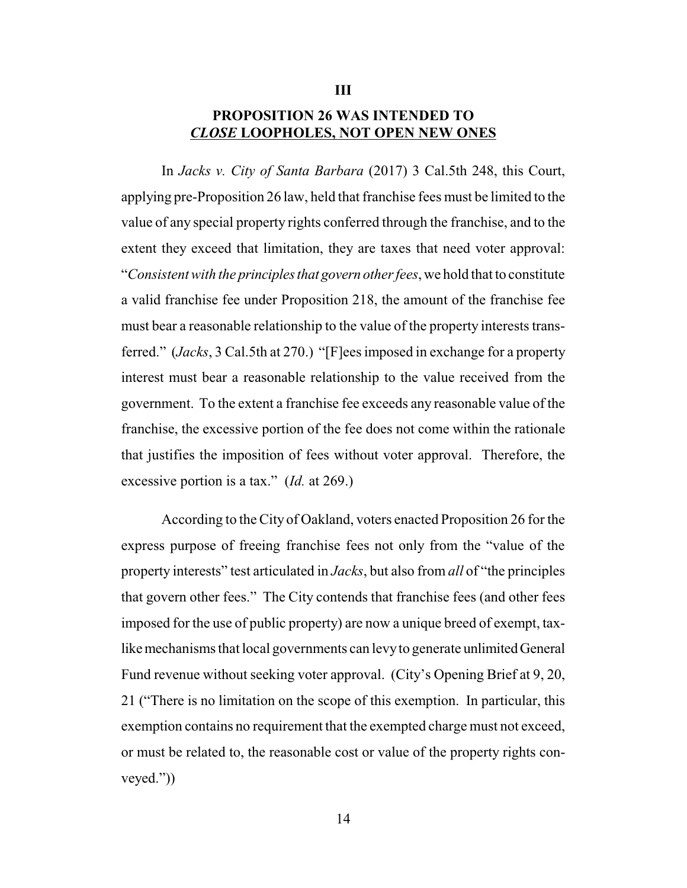## III

## PROPOSITION 26 WAS INTENDED TO *CLOSE* LOOPHOLES, NOT OPEN NEW ONES

In *Jacks v. City of Santa Barbara* (2017) 3 Cal.5th 248, this Court, applying pre-Proposition 26 law, held that franchise fees must be limited to the value of any special property rights conferred through the franchise, and to the extent they exceed that limitation, they are taxes that need voter approval: "*Consistent with the principles that govern other fees*, we hold that to constitute a valid franchise fee under Proposition 218, the amount of the franchise fee must bear a reasonable relationship to the value of the property interests transferred." (*Jacks*, 3 Cal.5th at 270.) "[F]ees imposed in exchange for a property interest must bear a reasonable relationship to the value received from the government. To the extent a franchise fee exceeds any reasonable value of the franchise, the excessive portion of the fee does not come within the rationale that justifies the imposition of fees without voter approval. Therefore, the excessive portion is a tax." (*Id.* at 269.)

According to the City of Oakland, voters enacted Proposition 26 for the express purpose of freeing franchise fees not only from the "value of the property interests" test articulated in *Jacks*, but also from *all* of "the principles that govern other fees." The City contends that franchise fees (and other fees imposed for the use of public property) are now a unique breed of exempt, tax-like mechanisms that local governments can levy to generate unlimited General Fund revenue without seeking voter approval. (City's Opening Brief at 9, 20, 21 ("There is no limitation on the scope of this exemption. In particular, this exemption contains no requirement that the exempted charge must not exceed, or must be related to, the reasonable cost or value of the property rights conveyed."))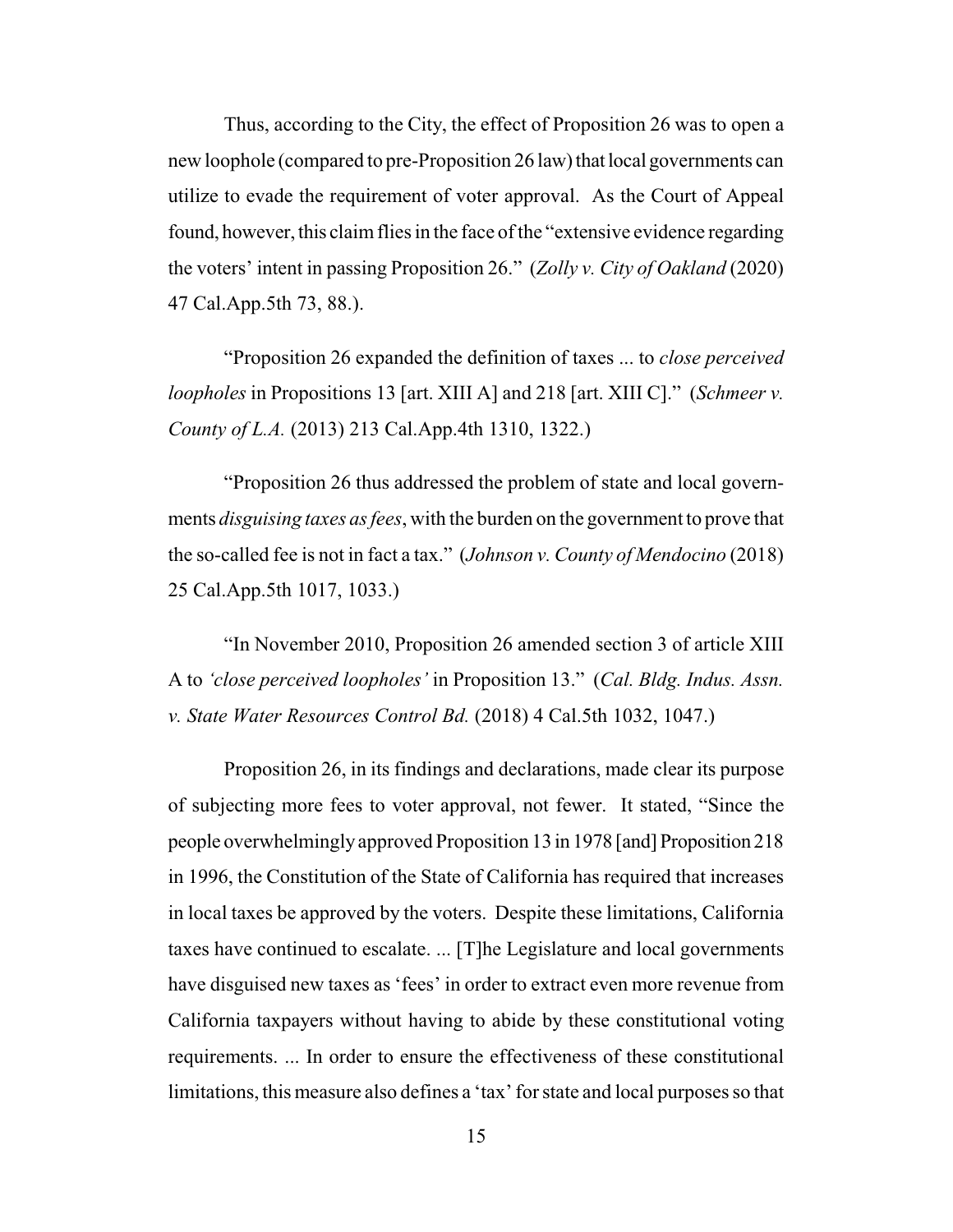Thus, according to the City, the effect of Proposition 26 was to open a new loophole (compared to pre-Proposition 26 law) that local governments can utilize to evade the requirement of voter approval. As the Court of Appeal found, however, this claim flies in the face of the "extensive evidence regarding the voters' intent in passing Proposition 26." (*Zolly v. City of Oakland* (2020) 47 Cal.App.5th 73, 88.).

"Proposition 26 expanded the definition of taxes ... to *close perceived loopholes* in Propositions 13 [art. XIII A] and 218 [art. XIII C]." (*Schmeer v. County of L.A.* (2013) 213 Cal.App.4th 1310, 1322.)

"Proposition 26 thus addressed the problem of state and local governments *disguising taxes as fees*, with the burden on the government to prove that the so-called fee is not in fact a tax." (*Johnson v. County of Mendocino* (2018) 25 Cal.App.5th 1017, 1033.)

"In November 2010, Proposition 26 amended section 3 of article XIII A to *'close perceived loopholes'* in Proposition 13." (*Cal. Bldg. Indus. Assn. v. State Water Resources Control Bd.* (2018) 4 Cal.5th 1032, 1047.)

Proposition 26, in its findings and declarations, made clear its purpose of subjecting more fees to voter approval, not fewer. It stated, "Since the people overwhelmingly approved Proposition 13 in 1978 [and] Proposition 218 in 1996, the Constitution of the State of California has required that increases in local taxes be approved by the voters. Despite these limitations, California taxes have continued to escalate. ... [T]he Legislature and local governments have disguised new taxes as 'fees' in order to extract even more revenue from California taxpayers without having to abide by these constitutional voting requirements. ... In order to ensure the effectiveness of these constitutional limitations, this measure also defines a 'tax' for state and local purposes so that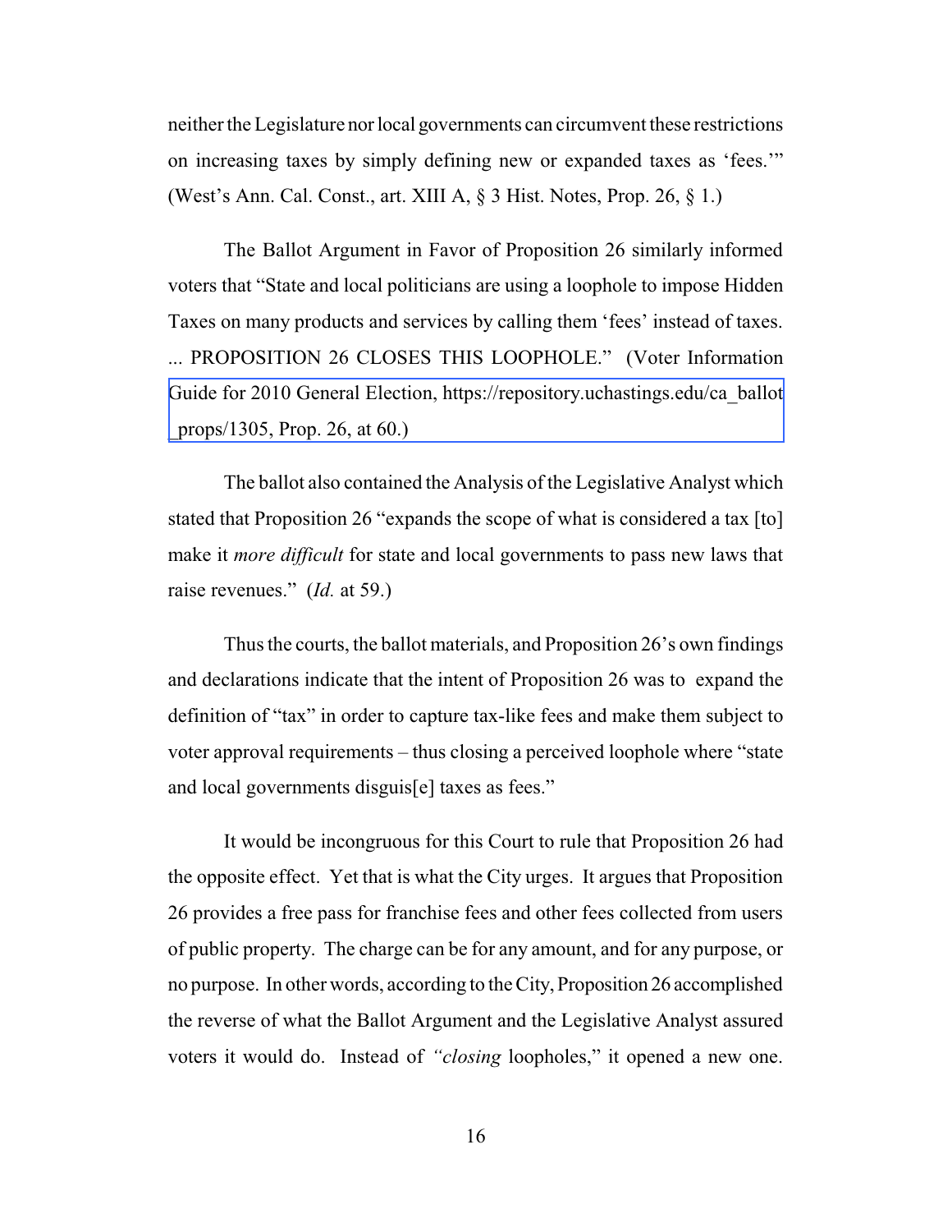neither the Legislature nor local governments can circumvent these restrictions on increasing taxes by simply defining new or expanded taxes as 'fees.'" (West's Ann. Cal. Const., art. XIII A, § 3 Hist. Notes, Prop. 26, § 1.)

The Ballot Argument in Favor of Proposition 26 similarly informed voters that "State and local politicians are using a loophole to impose Hidden Taxes on many products and services by calling them 'fees' instead of taxes. ... PROPOSITION 26 CLOSES THIS LOOPHOLE." (Voter Information Guide for 2010 General Election, https://repository.uchastings.edu/ca_ballot_props/1305, Prop. 26, at 60.)

The ballot also contained the Analysis of the Legislative Analyst which stated that Proposition 26 "expands the scope of what is considered a tax [to] make it *more difficult* for state and local governments to pass new laws that raise revenues." (*Id.* at 59.)

Thus the courts, the ballot materials, and Proposition 26's own findings and declarations indicate that the intent of Proposition 26 was to expand the definition of "tax" in order to capture tax-like fees and make them subject to voter approval requirements – thus closing a perceived loophole where "state and local governments disguis[e] taxes as fees."

It would be incongruous for this Court to rule that Proposition 26 had the opposite effect. Yet that is what the City urges. It argues that Proposition 26 provides a free pass for franchise fees and other fees collected from users of public property. The charge can be for any amount, and for any purpose, or no purpose. In other words, according to the City, Proposition 26 accomplished the reverse of what the Ballot Argument and the Legislative Analyst assured voters it would do. Instead of "*closing* loopholes," it opened a new one.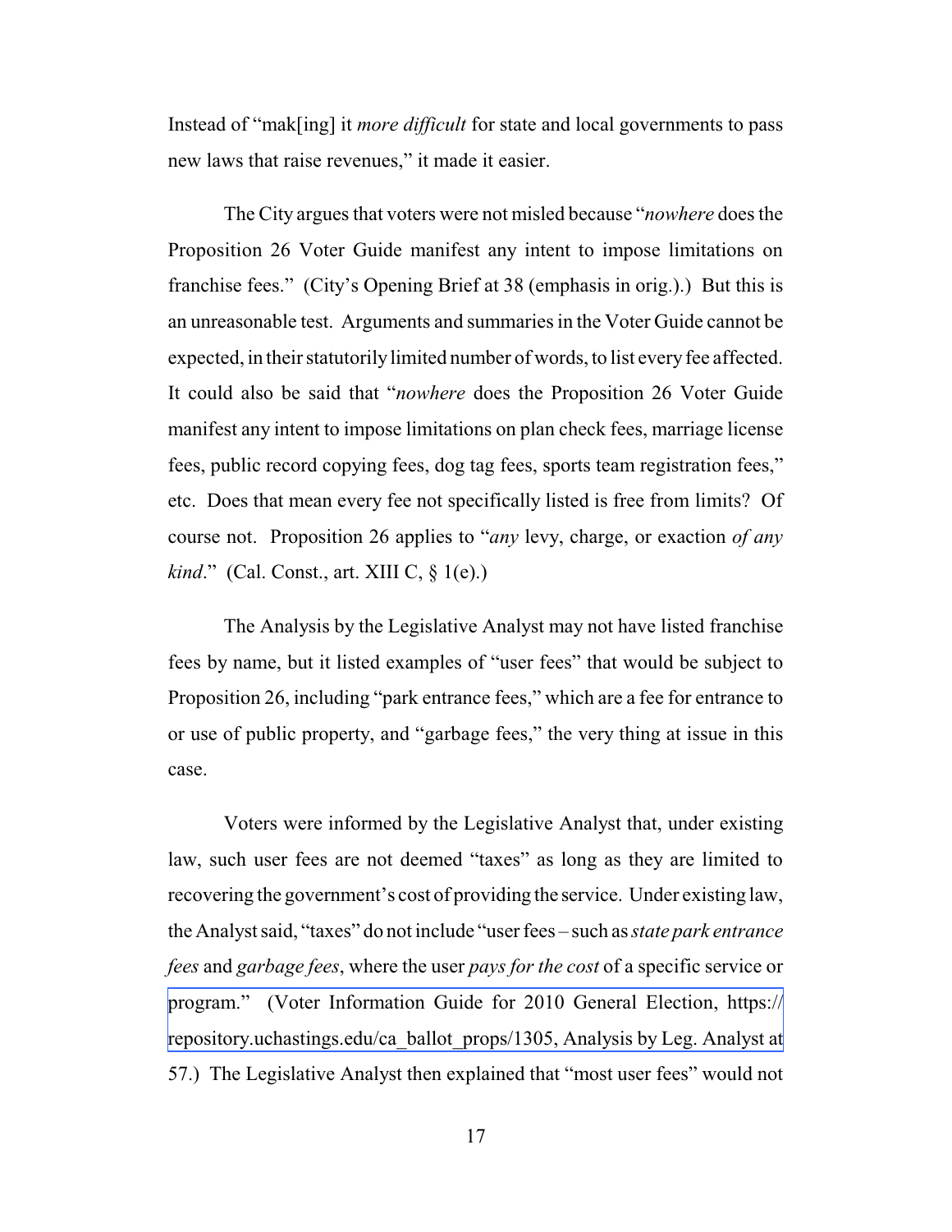Instead of "mak[ing] it *more difficult* for state and local governments to pass new laws that raise revenues," it made it easier.

The City argues that voters were not misled because "*nowhere* does the Proposition 26 Voter Guide manifest any intent to impose limitations on franchise fees." (City's Opening Brief at 38 (emphasis in orig.).) But this is an unreasonable test. Arguments and summaries in the Voter Guide cannot be expected, in their statutorily limited number of words, to list every fee affected. It could also be said that "*nowhere* does the Proposition 26 Voter Guide manifest any intent to impose limitations on plan check fees, marriage license fees, public record copying fees, dog tag fees, sports team registration fees," etc. Does that mean every fee not specifically listed is free from limits? Of course not. Proposition 26 applies to "*any* levy, charge, or exaction *of any kind*." (Cal. Const., art. XIII C, § 1(e).)

The Analysis by the Legislative Analyst may not have listed franchise fees by name, but it listed examples of "user fees" that would be subject to Proposition 26, including "park entrance fees," which are a fee for entrance to or use of public property, and "garbage fees," the very thing at issue in this case.

Voters were informed by the Legislative Analyst that, under existing law, such user fees are not deemed "taxes" as long as they are limited to recovering the government's cost of providing the service. Under existing law, the Analyst said, "taxes" do not include "user fees – such as *state park entrance fees* and *garbage fees*, where the user *pays for the cost* of a specific service or program." (Voter Information Guide for 2010 General Election, https://repository.uchastings.edu/ca_ballot_props/1305, Analysis by Leg. Analyst at 57.) The Legislative Analyst then explained that "most user fees" would not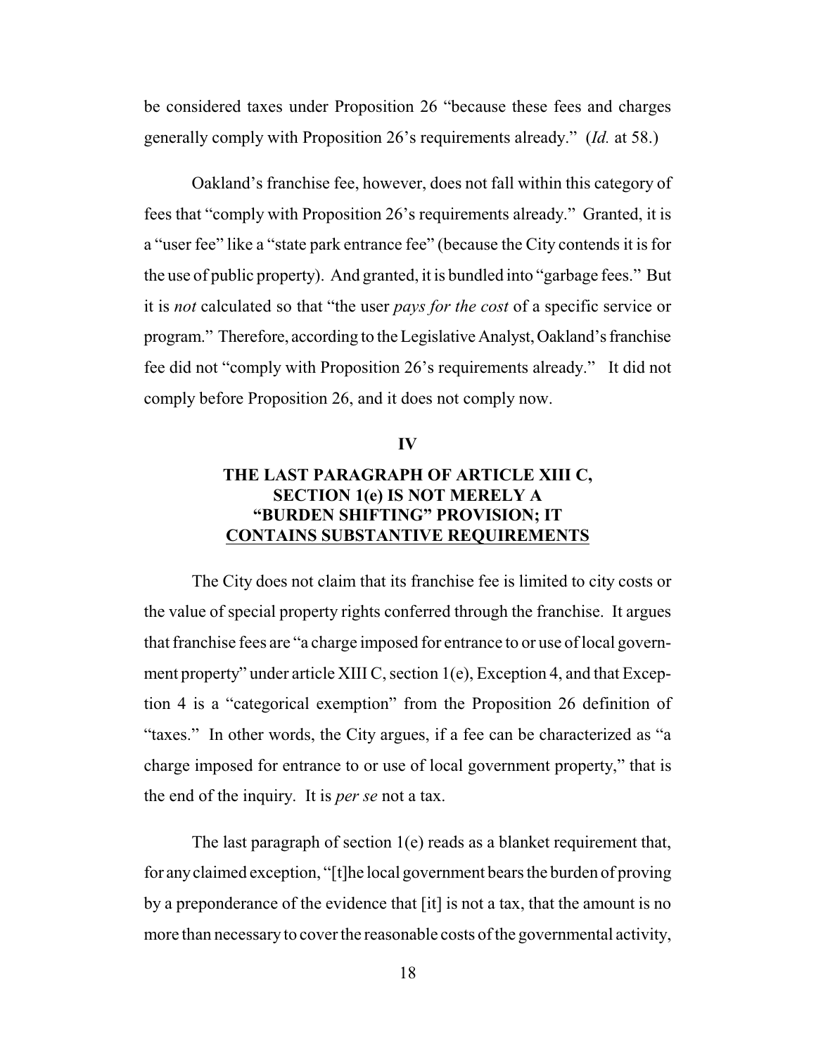be considered taxes under Proposition 26 "because these fees and charges generally comply with Proposition 26's requirements already." (*Id.* at 58.)

Oakland's franchise fee, however, does not fall within this category of fees that "comply with Proposition 26's requirements already." Granted, it is a "user fee" like a "state park entrance fee" (because the City contends it is for the use of public property). And granted, it is bundled into "garbage fees." But it is *not* calculated so that "the user *pays for the cost* of a specific service or program." Therefore, according to the Legislative Analyst, Oakland's franchise fee did not "comply with Proposition 26's requirements already." It did not comply before Proposition 26, and it does not comply now.

## IV

## THE LAST PARAGRAPH OF ARTICLE XIII C, SECTION 1(e) IS NOT MERELY A "BURDEN SHIFTING" PROVISION; IT CONTAINS SUBSTANTIVE REQUIREMENTS

The City does not claim that its franchise fee is limited to city costs or the value of special property rights conferred through the franchise. It argues that franchise fees are "a charge imposed for entrance to or use of local government property" under article XIII C, section 1(e), Exception 4, and that Exception 4 is a "categorical exemption" from the Proposition 26 definition of "taxes." In other words, the City argues, if a fee can be characterized as "a charge imposed for entrance to or use of local government property," that is the end of the inquiry. It is *per se* not a tax.

The last paragraph of section 1(e) reads as a blanket requirement that, for any claimed exception, "[t]he local government bears the burden of proving by a preponderance of the evidence that [it] is not a tax, that the amount is no more than necessary to cover the reasonable costs of the governmental activity,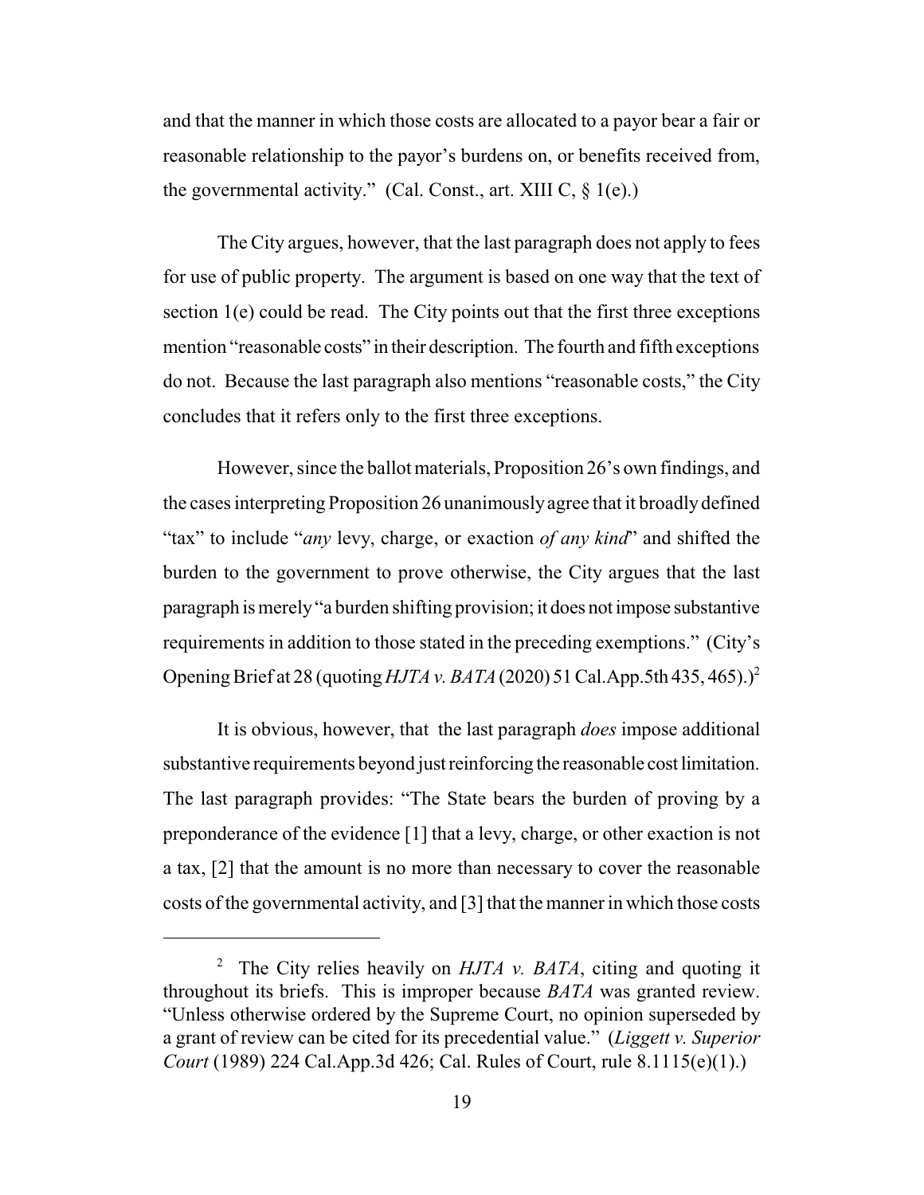and that the manner in which those costs are allocated to a payor bear a fair or reasonable relationship to the payor's burdens on, or benefits received from, the governmental activity." (Cal. Const., art. XIII C, § 1(e).)

The City argues, however, that the last paragraph does not apply to fees for use of public property. The argument is based on one way that the text of section 1(e) could be read. The City points out that the first three exceptions mention "reasonable costs" in their description. The fourth and fifth exceptions do not. Because the last paragraph also mentions "reasonable costs," the City concludes that it refers only to the first three exceptions.

However, since the ballot materials, Proposition 26's own findings, and the cases interpreting Proposition 26 unanimously agree that it broadly defined "tax" to include "*any* levy, charge, or exaction *of any kind*" and shifted the burden to the government to prove otherwise, the City argues that the last paragraph is merely "a burden shifting provision; it does not impose substantive requirements in addition to those stated in the preceding exemptions." (City's Opening Brief at 28 (quoting *HJTA v. BATA* (2020) 51 Cal.App.5th 435, 465).)[2]

It is obvious, however, that the last paragraph *does* impose additional substantive requirements beyond just reinforcing the reasonable cost limitation. The last paragraph provides: "The State bears the burden of proving by a preponderance of the evidence [1] that a levy, charge, or other exaction is not a tax, [2] that the amount is no more than necessary to cover the reasonable costs of the governmental activity, and [3] that the manner in which those costs

---

[2] The City relies heavily on *HJTA v. BATA*, citing and quoting it throughout its briefs. This is improper because *BATA* was granted review. "Unless otherwise ordered by the Supreme Court, no opinion superseded by a grant of review can be cited for its precedential value." (*Liggett v. Superior Court* (1989) 224 Cal.App.3d 426; Cal. Rules of Court, rule 8.1115(e)(1).)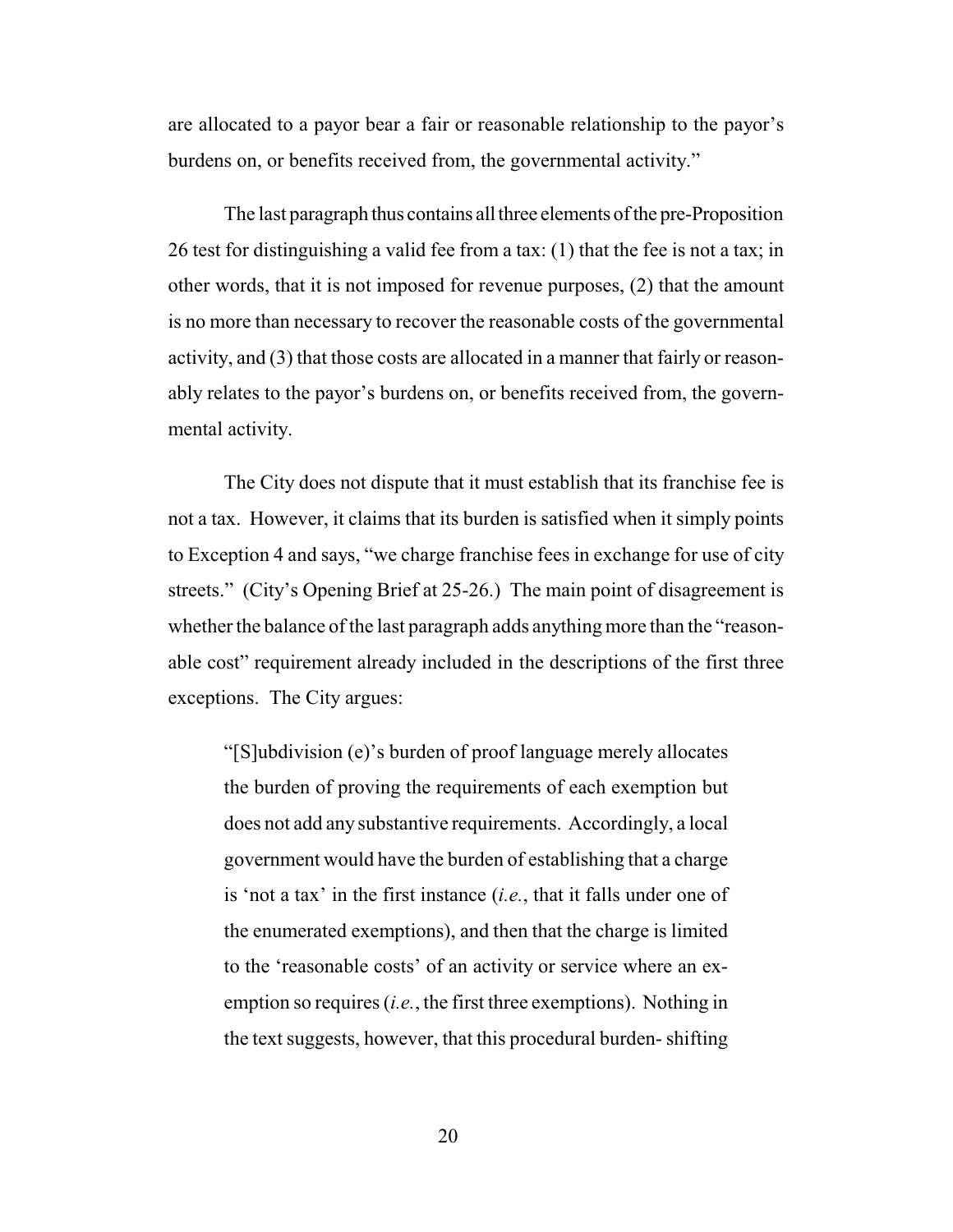are allocated to a payor bear a fair or reasonable relationship to the payor's burdens on, or benefits received from, the governmental activity."

The last paragraph thus contains all three elements of the pre-Proposition 26 test for distinguishing a valid fee from a tax: (1) that the fee is not a tax; in other words, that it is not imposed for revenue purposes, (2) that the amount is no more than necessary to recover the reasonable costs of the governmental activity, and (3) that those costs are allocated in a manner that fairly or reasonably relates to the payor's burdens on, or benefits received from, the governmental activity.

The City does not dispute that it must establish that its franchise fee is not a tax. However, it claims that its burden is satisfied when it simply points to Exception 4 and says, "we charge franchise fees in exchange for use of city streets." (City's Opening Brief at 25-26.) The main point of disagreement is whether the balance of the last paragraph adds anything more than the "reasonable cost" requirement already included in the descriptions of the first three exceptions. The City argues:

> "[S]ubdivision (e)'s burden of proof language merely allocates the burden of proving the requirements of each exemption but does not add any substantive requirements. Accordingly, a local government would have the burden of establishing that a charge is 'not a tax' in the first instance (*i.e.*, that it falls under one of the enumerated exemptions), and then that the charge is limited to the 'reasonable costs' of an activity or service where an exemption so requires (*i.e.*, the first three exemptions). Nothing in the text suggests, however, that this procedural burden- shifting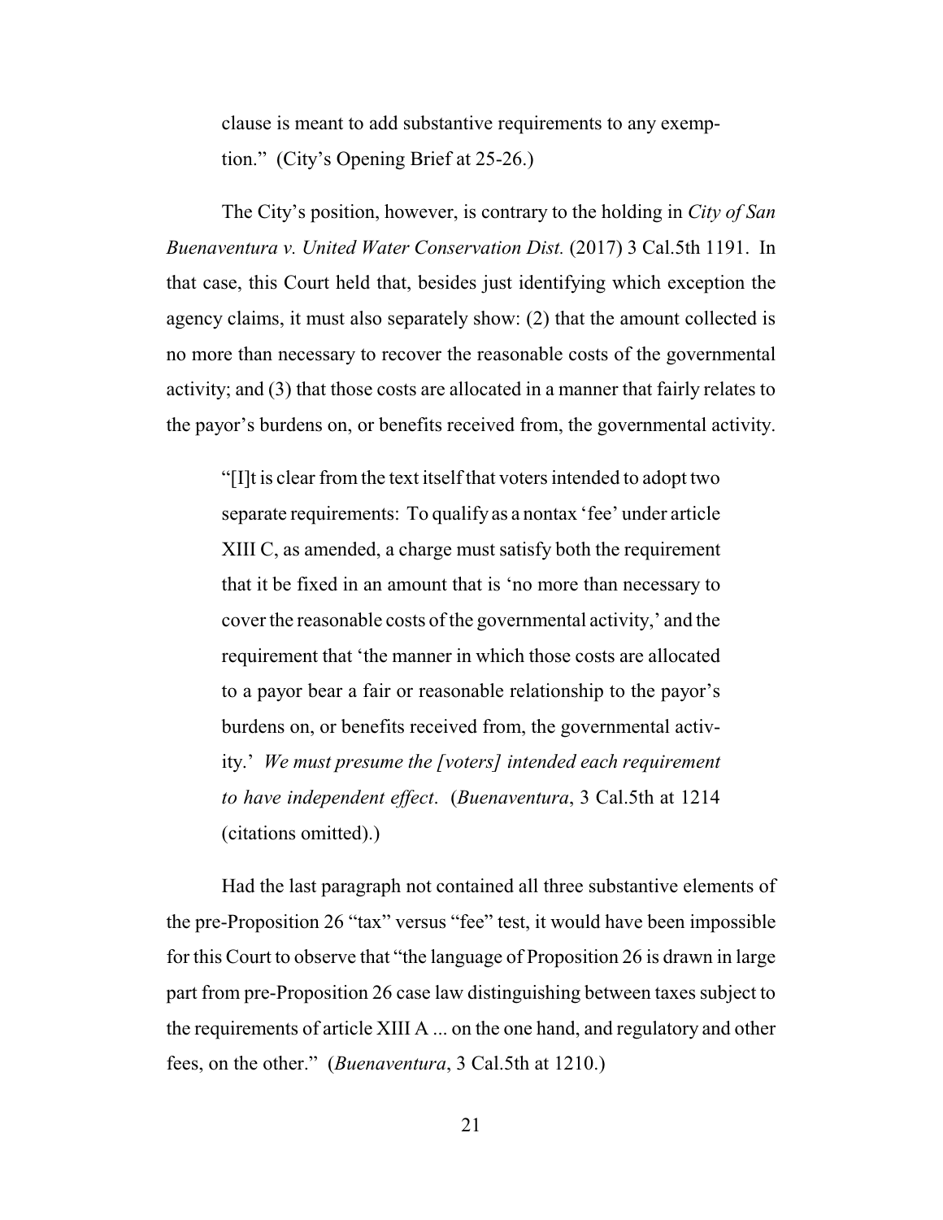> clause is meant to add substantive requirements to any exemption." (City's Opening Brief at 25-26.)

The City's position, however, is contrary to the holding in *City of San Buenaventura v. United Water Conservation Dist.* (2017) 3 Cal.5th 1191. In that case, this Court held that, besides just identifying which exception the agency claims, it must also separately show: (2) that the amount collected is no more than necessary to recover the reasonable costs of the governmental activity; and (3) that those costs are allocated in a manner that fairly relates to the payor's burdens on, or benefits received from, the governmental activity.

> "[I]t is clear from the text itself that voters intended to adopt two separate requirements: To qualify as a nontax 'fee' under article XIII C, as amended, a charge must satisfy both the requirement that it be fixed in an amount that is 'no more than necessary to cover the reasonable costs of the governmental activity,' and the requirement that 'the manner in which those costs are allocated to a payor bear a fair or reasonable relationship to the payor's burdens on, or benefits received from, the governmental activity.' *We must presume the [voters] intended each requirement to have independent effect*. (*Buenaventura*, 3 Cal.5th at 1214 (citations omitted).)

Had the last paragraph not contained all three substantive elements of the pre-Proposition 26 "tax" versus "fee" test, it would have been impossible for this Court to observe that "the language of Proposition 26 is drawn in large part from pre-Proposition 26 case law distinguishing between taxes subject to the requirements of article XIII A ... on the one hand, and regulatory and other fees, on the other." (*Buenaventura*, 3 Cal.5th at 1210.)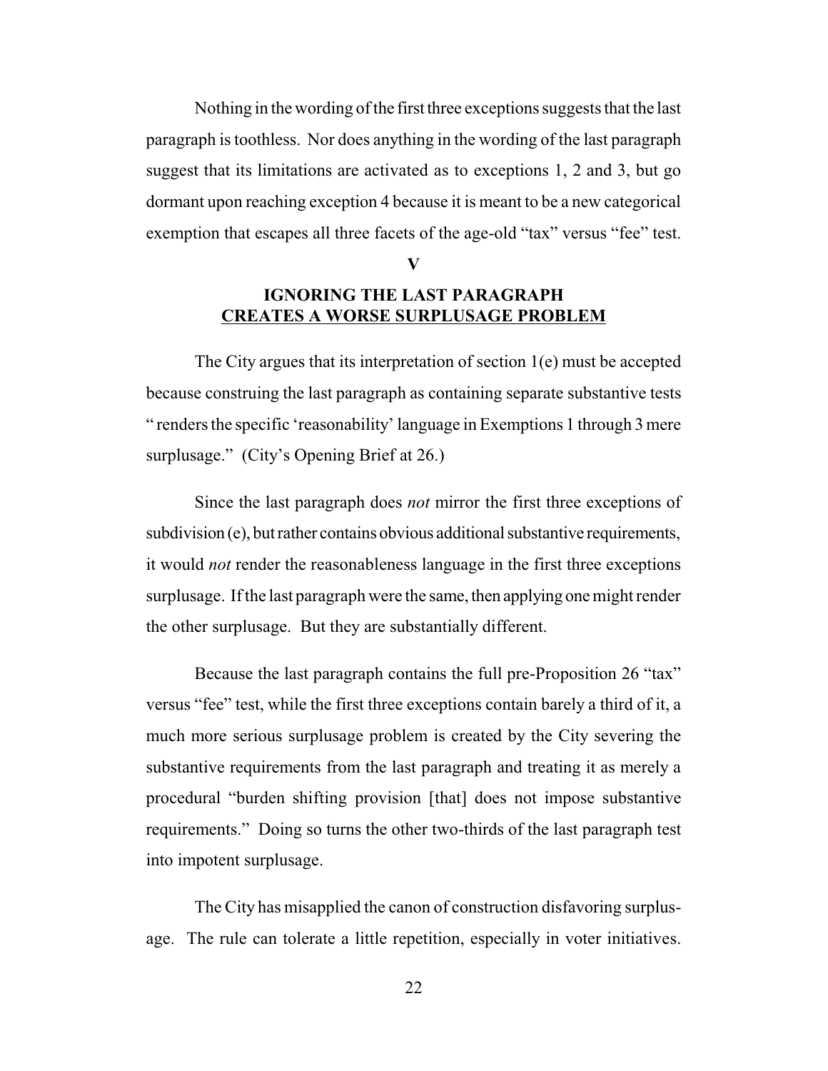Nothing in the wording of the first three exceptions suggests that the last paragraph is toothless. Nor does anything in the wording of the last paragraph suggest that its limitations are activated as to exceptions 1, 2 and 3, but go dormant upon reaching exception 4 because it is meant to be a new categorical exemption that escapes all three facets of the age-old "tax" versus "fee" test.

## V

## IGNORING THE LAST PARAGRAPH CREATES A WORSE SURPLUSAGE PROBLEM

The City argues that its interpretation of section 1(e) must be accepted because construing the last paragraph as containing separate substantive tests " renders the specific 'reasonability' language in Exemptions 1 through 3 mere surplusage." (City's Opening Brief at 26.)

Since the last paragraph does *not* mirror the first three exceptions of subdivision (e), but rather contains obvious additional substantive requirements, it would *not* render the reasonableness language in the first three exceptions surplusage. If the last paragraph were the same, then applying one might render the other surplusage. But they are substantially different.

Because the last paragraph contains the full pre-Proposition 26 "tax" versus "fee" test, while the first three exceptions contain barely a third of it, a much more serious surplusage problem is created by the City severing the substantive requirements from the last paragraph and treating it as merely a procedural "burden shifting provision [that] does not impose substantive requirements." Doing so turns the other two-thirds of the last paragraph test into impotent surplusage.

The City has misapplied the canon of construction disfavoring surplusage. The rule can tolerate a little repetition, especially in voter initiatives.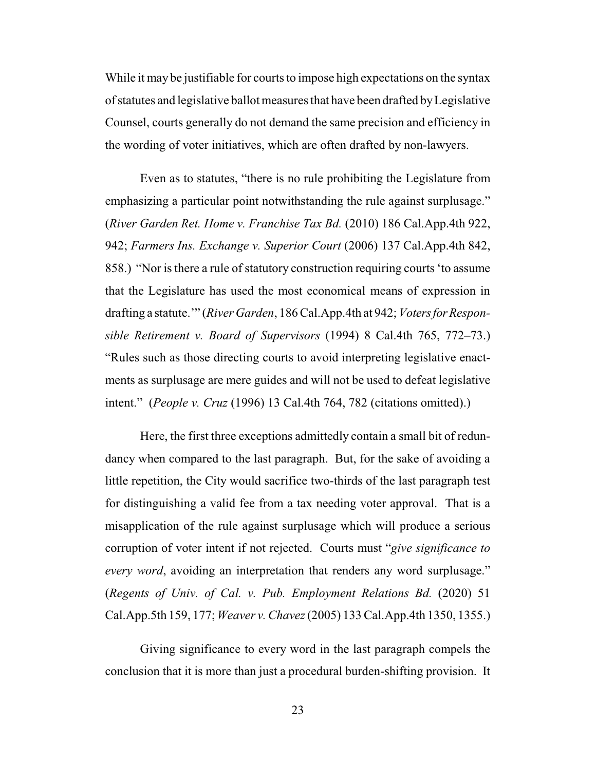While it may be justifiable for courts to impose high expectations on the syntax of statutes and legislative ballot measures that have been drafted by Legislative Counsel, courts generally do not demand the same precision and efficiency in the wording of voter initiatives, which are often drafted by non-lawyers.

Even as to statutes, "there is no rule prohibiting the Legislature from emphasizing a particular point notwithstanding the rule against surplusage." (*River Garden Ret. Home v. Franchise Tax Bd.* (2010) 186 Cal.App.4th 922, 942; *Farmers Ins. Exchange v. Superior Court* (2006) 137 Cal.App.4th 842, 858.) "Nor is there a rule of statutory construction requiring courts 'to assume that the Legislature has used the most economical means of expression in drafting a statute.'" (*River Garden*, 186 Cal.App.4th at 942; *Voters for Responsible Retirement v. Board of Supervisors* (1994) 8 Cal.4th 765, 772–73.) "Rules such as those directing courts to avoid interpreting legislative enactments as surplusage are mere guides and will not be used to defeat legislative intent." (*People v. Cruz* (1996) 13 Cal.4th 764, 782 (citations omitted).)

Here, the first three exceptions admittedly contain a small bit of redundancy when compared to the last paragraph. But, for the sake of avoiding a little repetition, the City would sacrifice two-thirds of the last paragraph test for distinguishing a valid fee from a tax needing voter approval. That is a misapplication of the rule against surplusage which will produce a serious corruption of voter intent if not rejected. Courts must "*give significance to every word*, avoiding an interpretation that renders any word surplusage." (*Regents of Univ. of Cal. v. Pub. Employment Relations Bd.* (2020) 51 Cal.App.5th 159, 177; *Weaver v. Chavez* (2005) 133 Cal.App.4th 1350, 1355.)

Giving significance to every word in the last paragraph compels the conclusion that it is more than just a procedural burden-shifting provision. It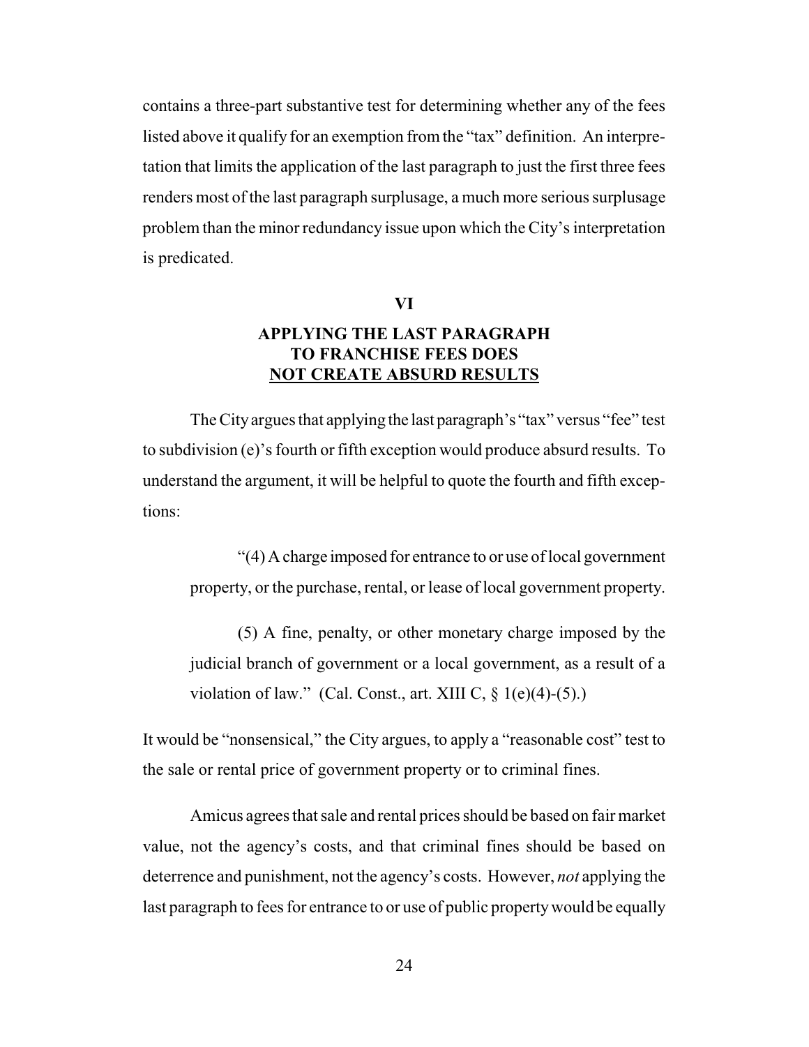contains a three-part substantive test for determining whether any of the fees listed above it qualify for an exemption from the "tax" definition. An interpretation that limits the application of the last paragraph to just the first three fees renders most of the last paragraph surplusage, a much more serious surplusage problem than the minor redundancy issue upon which the City's interpretation is predicated.

## VI

## APPLYING THE LAST PARAGRAPH TO FRANCHISE FEES DOES NOT CREATE ABSURD RESULTS

The City argues that applying the last paragraph's "tax" versus "fee" test to subdivision (e)'s fourth or fifth exception would produce absurd results. To understand the argument, it will be helpful to quote the fourth and fifth exceptions:

> "(4) A charge imposed for entrance to or use of local government property, or the purchase, rental, or lease of local government property.
>
> (5) A fine, penalty, or other monetary charge imposed by the judicial branch of government or a local government, as a result of a violation of law." (Cal. Const., art. XIII C, § 1(e)(4)-(5).)

It would be "nonsensical," the City argues, to apply a "reasonable cost" test to the sale or rental price of government property or to criminal fines.

Amicus agrees that sale and rental prices should be based on fair market value, not the agency's costs, and that criminal fines should be based on deterrence and punishment, not the agency's costs. However, *not* applying the last paragraph to fees for entrance to or use of public property would be equally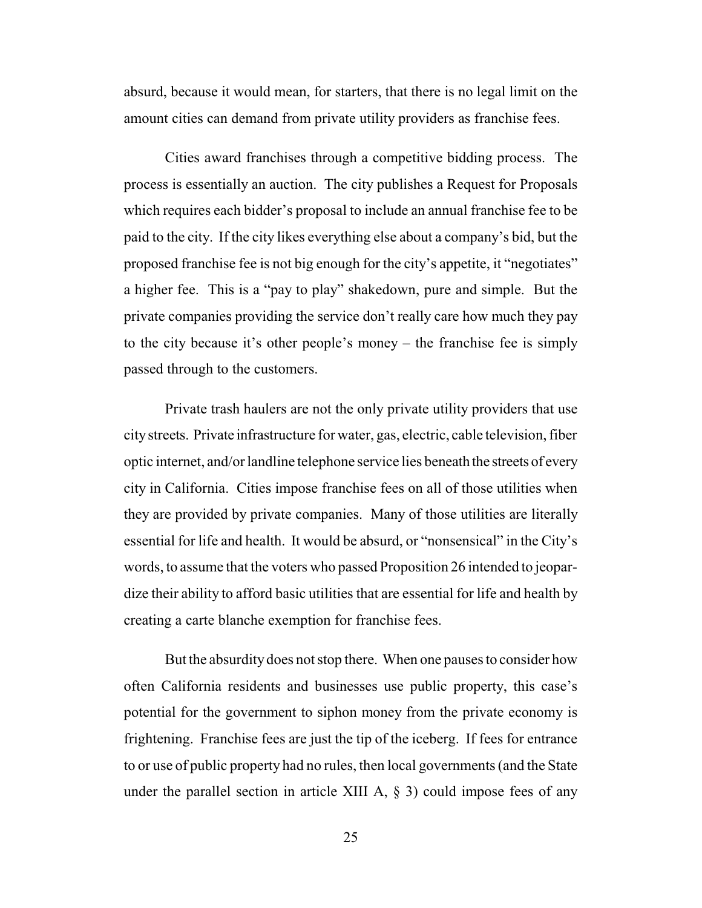absurd, because it would mean, for starters, that there is no legal limit on the amount cities can demand from private utility providers as franchise fees.

Cities award franchises through a competitive bidding process. The process is essentially an auction. The city publishes a Request for Proposals which requires each bidder's proposal to include an annual franchise fee to be paid to the city. If the city likes everything else about a company's bid, but the proposed franchise fee is not big enough for the city's appetite, it "negotiates" a higher fee. This is a "pay to play" shakedown, pure and simple. But the private companies providing the service don't really care how much they pay to the city because it's other people's money – the franchise fee is simply passed through to the customers.

Private trash haulers are not the only private utility providers that use city streets. Private infrastructure for water, gas, electric, cable television, fiber optic internet, and/or landline telephone service lies beneath the streets of every city in California. Cities impose franchise fees on all of those utilities when they are provided by private companies. Many of those utilities are literally essential for life and health. It would be absurd, or "nonsensical" in the City's words, to assume that the voters who passed Proposition 26 intended to jeopardize their ability to afford basic utilities that are essential for life and health by creating a carte blanche exemption for franchise fees.

But the absurdity does not stop there. When one pauses to consider how often California residents and businesses use public property, this case's potential for the government to siphon money from the private economy is frightening. Franchise fees are just the tip of the iceberg. If fees for entrance to or use of public property had no rules, then local governments (and the State under the parallel section in article XIII A, § 3) could impose fees of any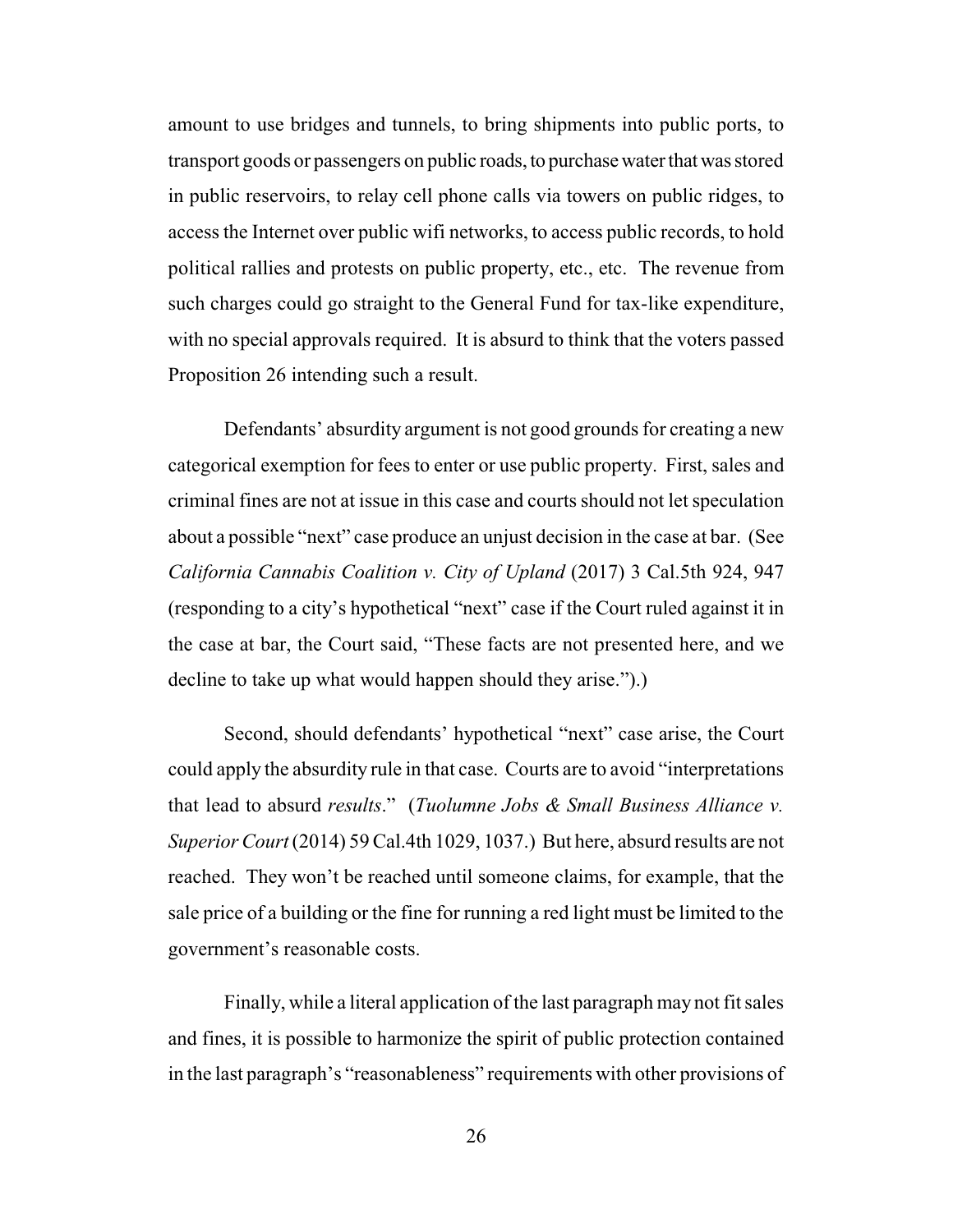amount to use bridges and tunnels, to bring shipments into public ports, to transport goods or passengers on public roads, to purchase water that was stored in public reservoirs, to relay cell phone calls via towers on public ridges, to access the Internet over public wifi networks, to access public records, to hold political rallies and protests on public property, etc., etc. The revenue from such charges could go straight to the General Fund for tax-like expenditure, with no special approvals required. It is absurd to think that the voters passed Proposition 26 intending such a result.

Defendants' absurdity argument is not good grounds for creating a new categorical exemption for fees to enter or use public property. First, sales and criminal fines are not at issue in this case and courts should not let speculation about a possible "next" case produce an unjust decision in the case at bar. (See *California Cannabis Coalition v. City of Upland* (2017) 3 Cal.5th 924, 947 (responding to a city's hypothetical "next" case if the Court ruled against it in the case at bar, the Court said, "These facts are not presented here, and we decline to take up what would happen should they arise.").)

Second, should defendants' hypothetical "next" case arise, the Court could apply the absurdity rule in that case. Courts are to avoid "interpretations that lead to absurd *results*." (*Tuolumne Jobs & Small Business Alliance v. Superior Court* (2014) 59 Cal.4th 1029, 1037.) But here, absurd results are not reached. They won't be reached until someone claims, for example, that the sale price of a building or the fine for running a red light must be limited to the government's reasonable costs.

Finally, while a literal application of the last paragraph may not fit sales and fines, it is possible to harmonize the spirit of public protection contained in the last paragraph's "reasonableness" requirements with other provisions of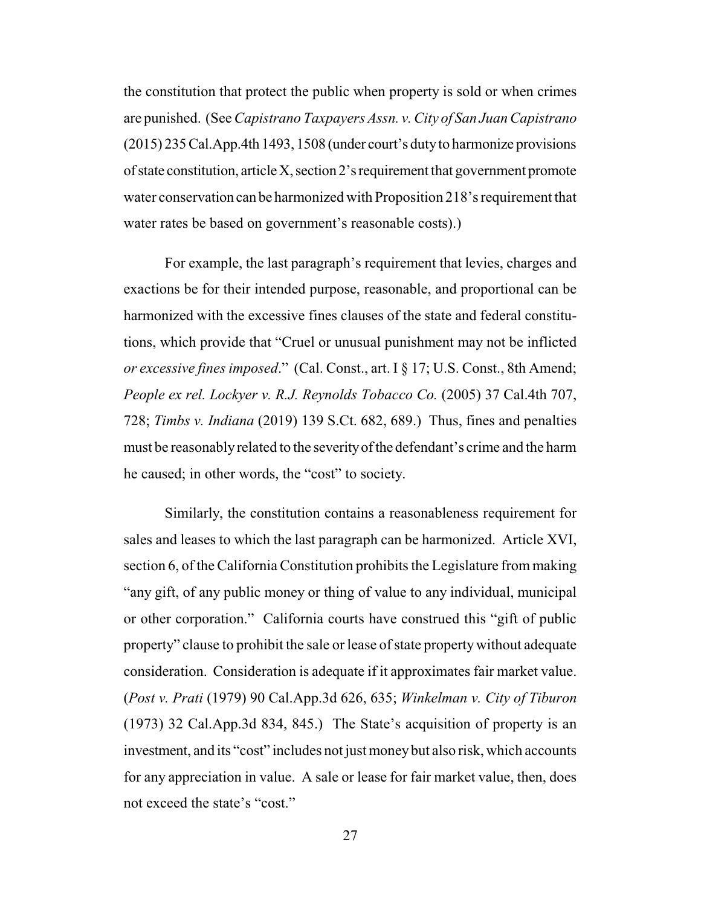the constitution that protect the public when property is sold or when crimes are punished. (See *Capistrano Taxpayers Assn. v. City of San Juan Capistrano* (2015) 235 Cal.App.4th 1493, 1508 (under court's duty to harmonize provisions of state constitution, article X, section 2's requirement that government promote water conservation can be harmonized with Proposition 218's requirement that water rates be based on government's reasonable costs).)

For example, the last paragraph's requirement that levies, charges and exactions be for their intended purpose, reasonable, and proportional can be harmonized with the excessive fines clauses of the state and federal constitutions, which provide that "Cruel or unusual punishment may not be inflicted *or excessive fines imposed*." (Cal. Const., art. I § 17; U.S. Const., 8th Amend; *People ex rel. Lockyer v. R.J. Reynolds Tobacco Co.* (2005) 37 Cal.4th 707, 728; *Timbs v. Indiana* (2019) 139 S.Ct. 682, 689.) Thus, fines and penalties must be reasonably related to the severity of the defendant's crime and the harm he caused; in other words, the "cost" to society.

Similarly, the constitution contains a reasonableness requirement for sales and leases to which the last paragraph can be harmonized. Article XVI, section 6, of the California Constitution prohibits the Legislature from making "any gift, of any public money or thing of value to any individual, municipal or other corporation." California courts have construed this "gift of public property" clause to prohibit the sale or lease of state property without adequate consideration. Consideration is adequate if it approximates fair market value. (*Post v. Prati* (1979) 90 Cal.App.3d 626, 635; *Winkelman v. City of Tiburon* (1973) 32 Cal.App.3d 834, 845.) The State's acquisition of property is an investment, and its "cost" includes not just money but also risk, which accounts for any appreciation in value. A sale or lease for fair market value, then, does not exceed the state's "cost."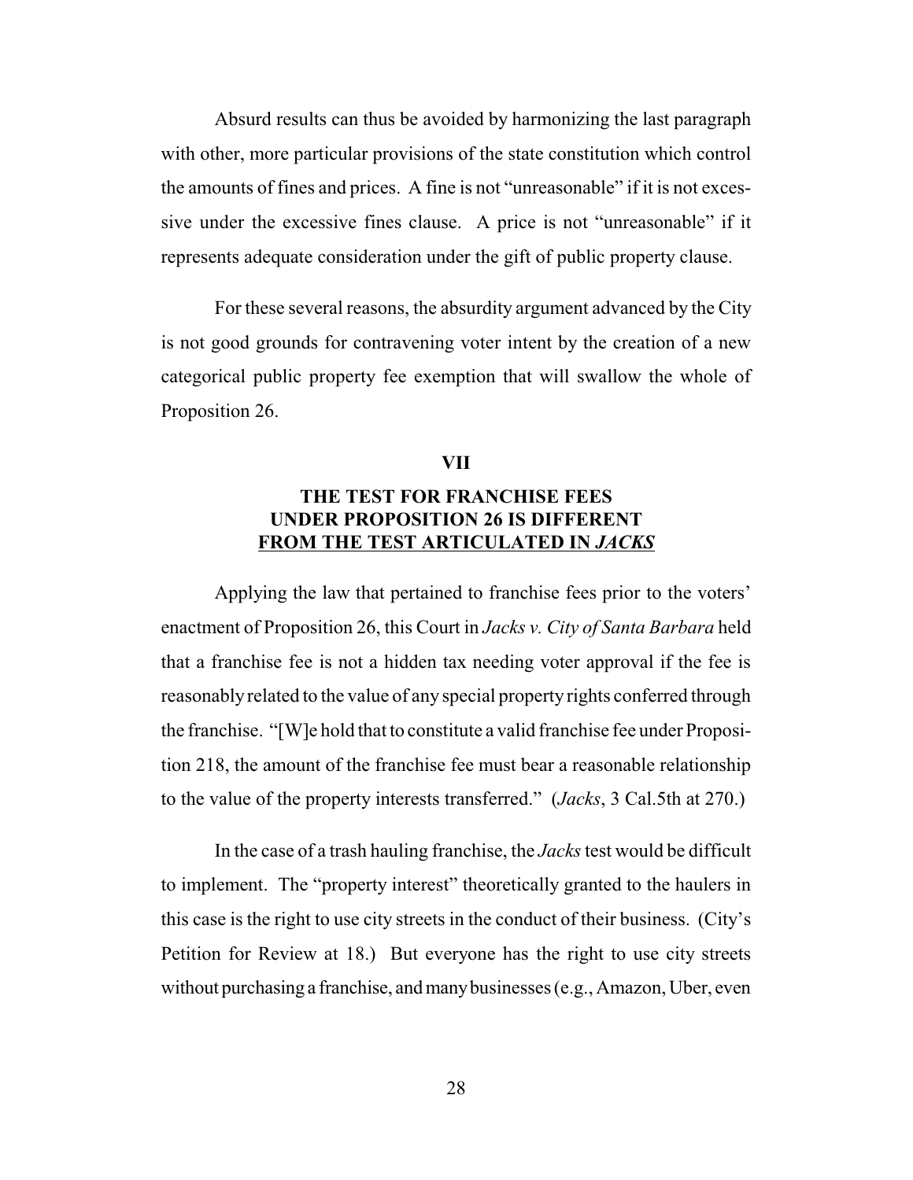Absurd results can thus be avoided by harmonizing the last paragraph with other, more particular provisions of the state constitution which control the amounts of fines and prices. A fine is not "unreasonable" if it is not excessive under the excessive fines clause. A price is not "unreasonable" if it represents adequate consideration under the gift of public property clause.

For these several reasons, the absurdity argument advanced by the City is not good grounds for contravening voter intent by the creation of a new categorical public property fee exemption that will swallow the whole of Proposition 26.

## VII

## THE TEST FOR FRANCHISE FEES UNDER PROPOSITION 26 IS DIFFERENT FROM THE TEST ARTICULATED IN *JACKS*

Applying the law that pertained to franchise fees prior to the voters' enactment of Proposition 26, this Court in *Jacks v. City of Santa Barbara* held that a franchise fee is not a hidden tax needing voter approval if the fee is reasonably related to the value of any special property rights conferred through the franchise. "[W]e hold that to constitute a valid franchise fee under Proposition 218, the amount of the franchise fee must bear a reasonable relationship to the value of the property interests transferred." (*Jacks*, 3 Cal.5th at 270.)

In the case of a trash hauling franchise, the *Jacks* test would be difficult to implement. The "property interest" theoretically granted to the haulers in this case is the right to use city streets in the conduct of their business. (City's Petition for Review at 18.) But everyone has the right to use city streets without purchasing a franchise, and many businesses (e.g., Amazon, Uber, even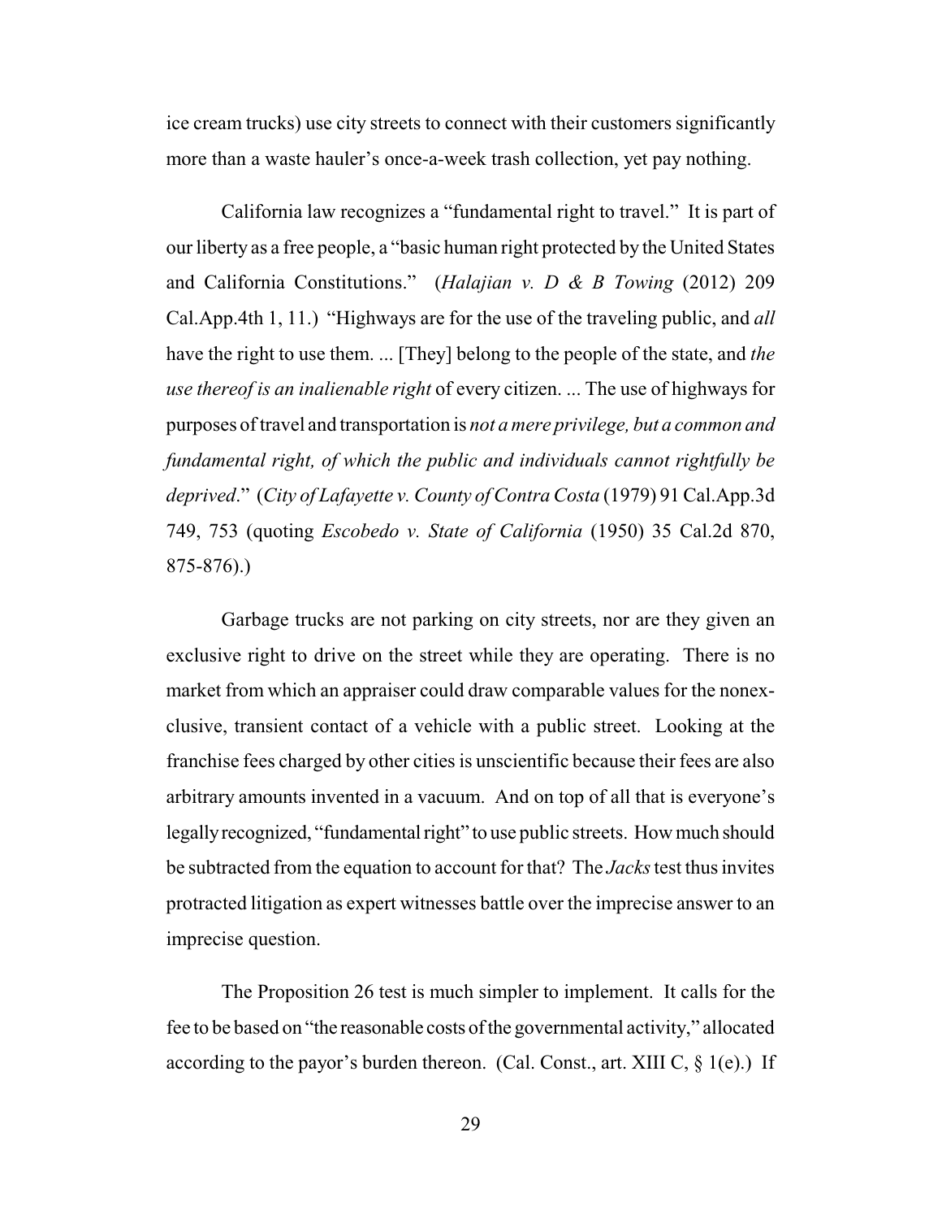ice cream trucks) use city streets to connect with their customers significantly more than a waste hauler's once-a-week trash collection, yet pay nothing.

California law recognizes a "fundamental right to travel." It is part of our liberty as a free people, a "basic human right protected by the United States and California Constitutions." (*Halajian v. D & B Towing* (2012) 209 Cal.App.4th 1, 11.) "Highways are for the use of the traveling public, and *all* have the right to use them. ... [They] belong to the people of the state, and *the use thereof is an inalienable right* of every citizen. ... The use of highways for purposes of travel and transportation is *not a mere privilege, but a common and fundamental right, of which the public and individuals cannot rightfully be deprived*." (*City of Lafayette v. County of Contra Costa* (1979) 91 Cal.App.3d 749, 753 (quoting *Escobedo v. State of California* (1950) 35 Cal.2d 870, 875-876).)

Garbage trucks are not parking on city streets, nor are they given an exclusive right to drive on the street while they are operating. There is no market from which an appraiser could draw comparable values for the nonexclusive, transient contact of a vehicle with a public street. Looking at the franchise fees charged by other cities is unscientific because their fees are also arbitrary amounts invented in a vacuum. And on top of all that is everyone's legally recognized, "fundamental right" to use public streets. How much should be subtracted from the equation to account for that? The *Jacks* test thus invites protracted litigation as expert witnesses battle over the imprecise answer to an imprecise question.

The Proposition 26 test is much simpler to implement. It calls for the fee to be based on "the reasonable costs of the governmental activity," allocated according to the payor's burden thereon. (Cal. Const., art. XIII C, § 1(e).) If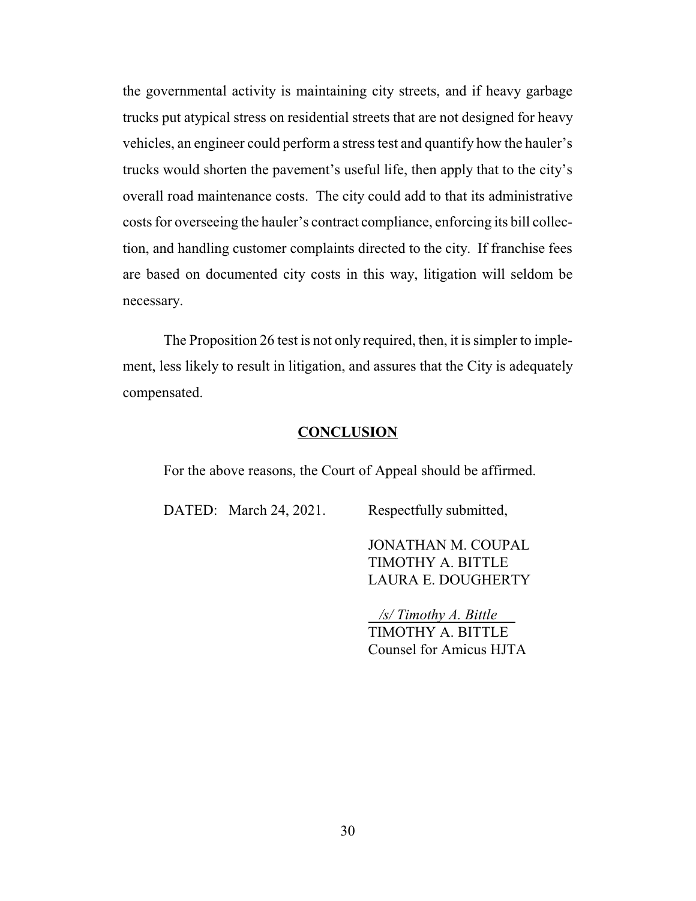the governmental activity is maintaining city streets, and if heavy garbage trucks put atypical stress on residential streets that are not designed for heavy vehicles, an engineer could perform a stress test and quantify how the hauler's trucks would shorten the pavement's useful life, then apply that to the city's overall road maintenance costs. The city could add to that its administrative costs for overseeing the hauler's contract compliance, enforcing its bill collection, and handling customer complaints directed to the city. If franchise fees are based on documented city costs in this way, litigation will seldom be necessary.

The Proposition 26 test is not only required, then, it is simpler to implement, less likely to result in litigation, and assures that the City is adequately compensated.

## **CONCLUSION**

For the above reasons, the Court of Appeal should be affirmed.

DATED: March 24, 2021.

Respectfully submitted,

JONATHAN M. COUPAL
TIMOTHY A. BITTLE
LAURA E. DOUGHERTY

*/s/ Timothy A. Bittle*
TIMOTHY A. BITTLE
Counsel for Amicus HJTA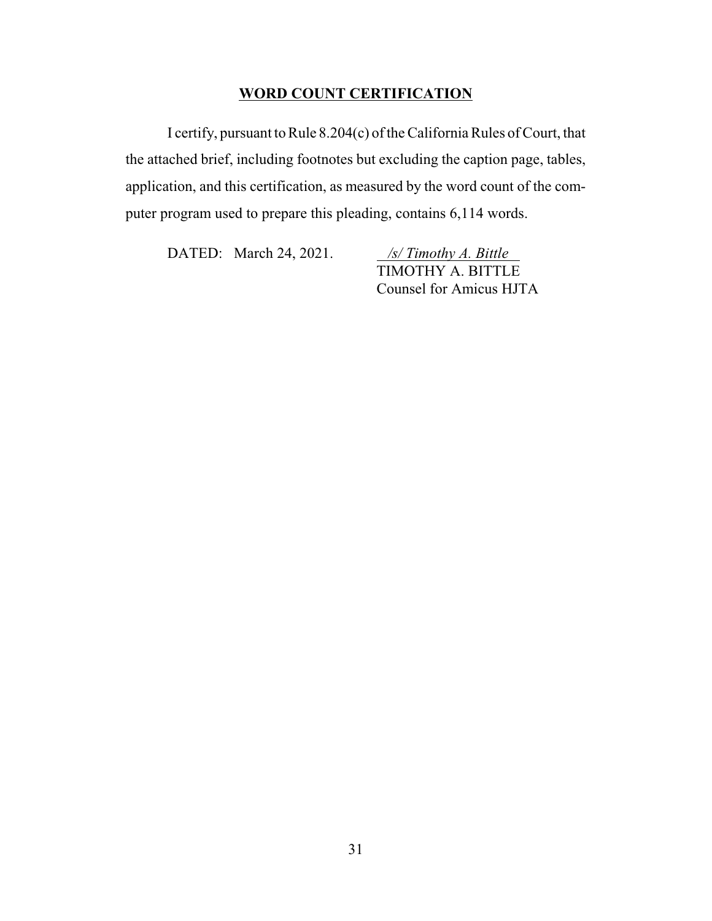**WORD COUNT CERTIFICATION**

I certify, pursuant to Rule 8.204(c) of the California Rules of Court, that the attached brief, including footnotes but excluding the caption page, tables, application, and this certification, as measured by the word count of the computer program used to prepare this pleading, contains 6,114 words.

DATED: March 24, 2021.

*/s/ Timothy A. Bittle*
TIMOTHY A. BITTLE
Counsel for Amicus HJTA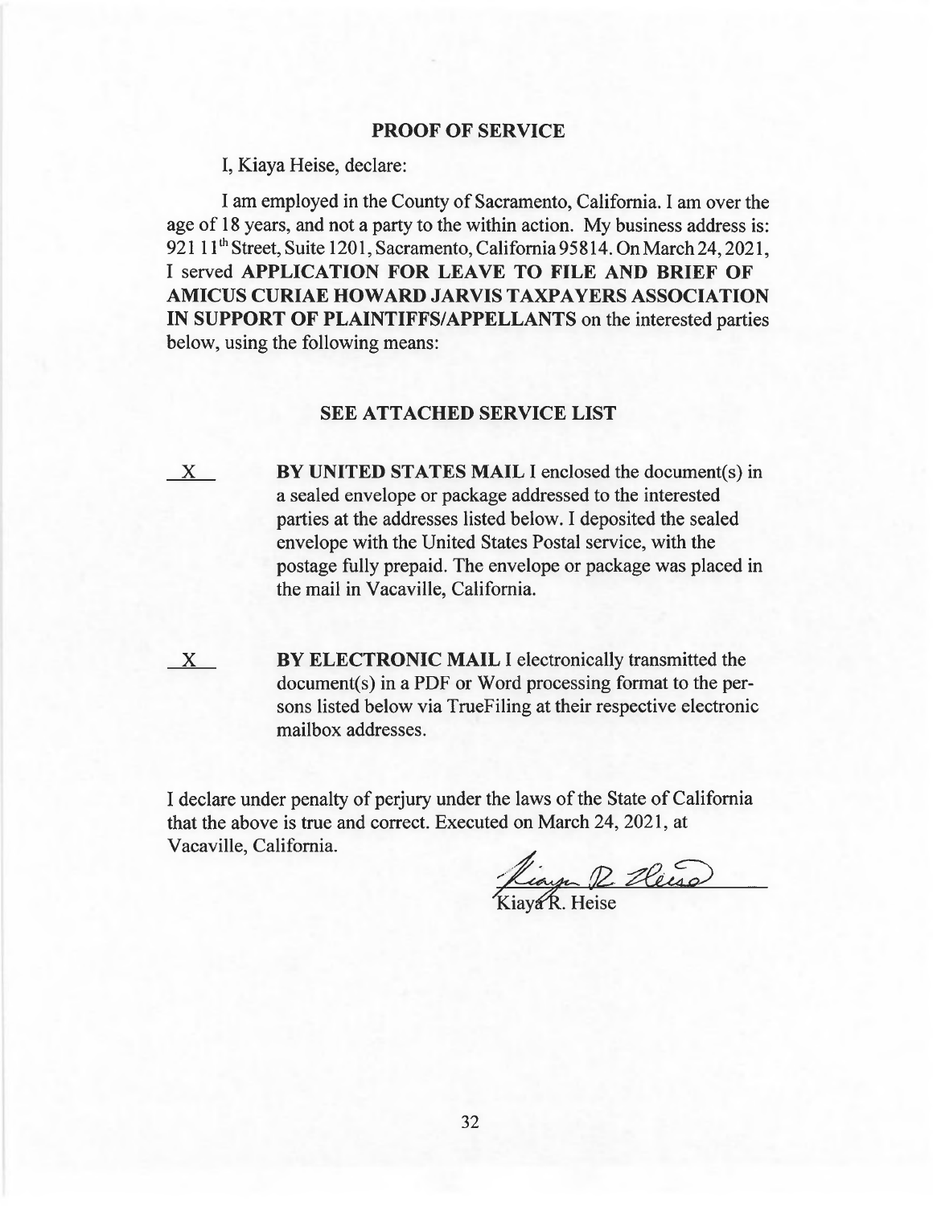## PROOF OF SERVICE

I, Kiaya Heise, declare:

I am employed in the County of Sacramento, California. I am over the age of 18 years, and not a party to the within action. My business address is: 921 11th Street, Suite 1201, Sacramento, California 95814. On March 24, 2021, I served **APPLICATION FOR LEAVE TO FILE AND BRIEF OF AMICUS CURIAE HOWARD JARVIS TAXPAYERS ASSOCIATION IN SUPPORT OF PLAINTIFFS/APPELLANTS** on the interested parties below, using the following means:

**SEE ATTACHED SERVICE LIST**

X **BY UNITED STATES MAIL** I enclosed the document(s) in a sealed envelope or package addressed to the interested parties at the addresses listed below. I deposited the sealed envelope with the United States Postal service, with the postage fully prepaid. The envelope or package was placed in the mail in Vacaville, California.

X **BY ELECTRONIC MAIL** I electronically transmitted the document(s) in a PDF or Word processing format to the persons listed below via TrueFiling at their respective electronic mailbox addresses.

I declare under penalty of perjury under the laws of the State of California that the above is true and correct. Executed on March 24, 2021, at Vacaville, California.

Kiaya R. Heise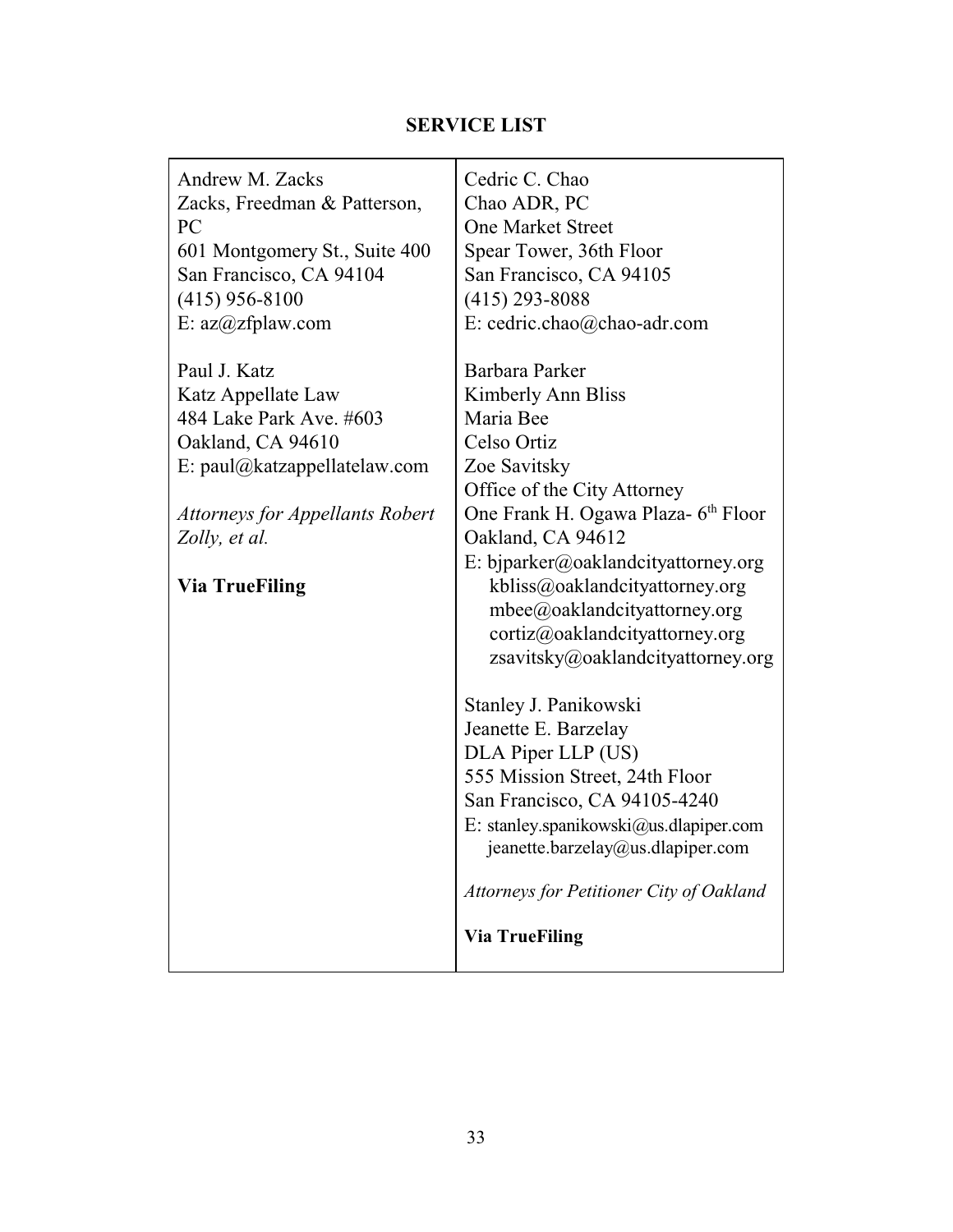## SERVICE LIST

| | |
|---|---|
| Andrew M. Zacks<br>Zacks, Freedman & Patterson, PC<br>601 Montgomery St., Suite 400<br>San Francisco, CA 94104<br>(415) 956-8100<br>E: az@zfplaw.com<br><br>Paul J. Katz<br>Katz Appellate Law<br>484 Lake Park Ave. #603<br>Oakland, CA 94610<br>E: paul@katzappellatelaw.com<br><br>*Attorneys for Appellants Robert Zolly, et al.*<br><br>**Via TrueFiling** | Cedric C. Chao<br>Chao ADR, PC<br>One Market Street<br>Spear Tower, 36th Floor<br>San Francisco, CA 94105<br>(415) 293-8088<br>E: cedric.chao@chao-adr.com<br><br>Barbara Parker<br>Kimberly Ann Bliss<br>Maria Bee<br>Celso Ortiz<br>Zoe Savitsky<br>Office of the City Attorney<br>One Frank H. Ogawa Plaza- 6th Floor<br>Oakland, CA 94612<br>E: bjparker@oaklandcityattorney.org<br>kbliss@oaklandcityattorney.org<br>mbee@oaklandcityattorney.org<br>cortiz@oaklandcityattorney.org<br>zsavitsky@oaklandcityattorney.org<br><br>Stanley J. Panikowski<br>Jeanette E. Barzelay<br>DLA Piper LLP (US)<br>555 Mission Street, 24th Floor<br>San Francisco, CA 94105-4240<br>E: stanley.spanikowski@us.dlapiper.com<br>jeanette.barzelay@us.dlapiper.com<br><br>*Attorneys for Petitioner City of Oakland*<br><br>**Via TrueFiling** |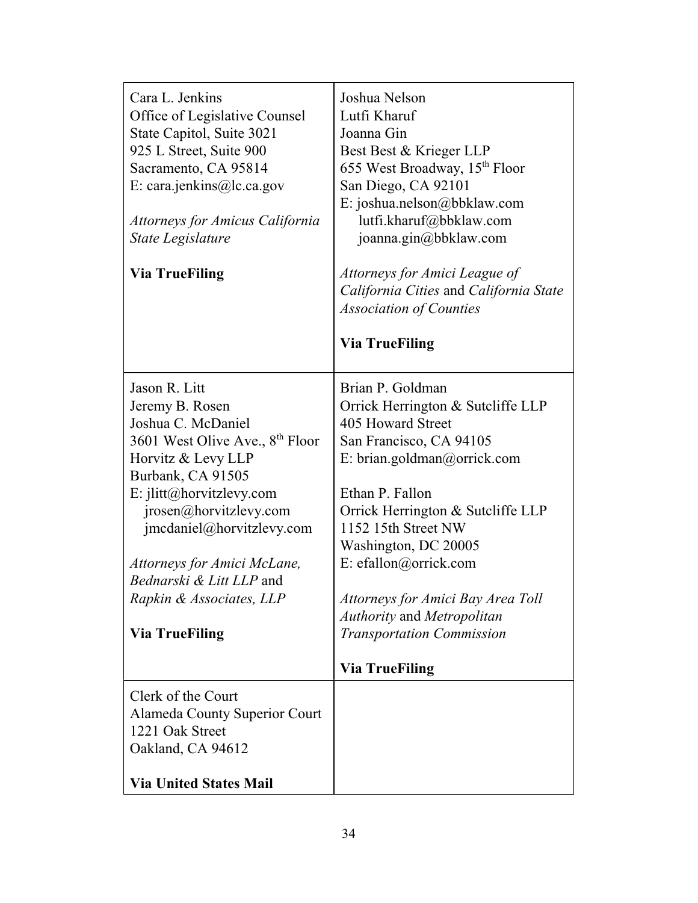| | |
|---|---|
| Cara L. Jenkins<br>Office of Legislative Counsel<br>State Capitol, Suite 3021<br>925 L Street, Suite 900<br>Sacramento, CA 95814<br>E: cara.jenkins@lc.ca.gov<br><br>*Attorneys for Amicus California State Legislature*<br><br>**Via TrueFiling** | Joshua Nelson<br>Lutfi Kharuf<br>Joanna Gin<br>Best Best & Krieger LLP<br>655 West Broadway, 15th Floor<br>San Diego, CA 92101<br>E: joshua.nelson@bbklaw.com<br>lutfi.kharuf@bbklaw.com<br>joanna.gin@bbklaw.com<br><br>*Attorneys for Amici League of California Cities* and *California State Association of Counties*<br><br>**Via TrueFiling** |
| Jason R. Litt<br>Jeremy B. Rosen<br>Joshua C. McDaniel<br>3601 West Olive Ave., 8th Floor<br>Horvitz & Levy LLP<br>Burbank, CA 91505<br>E: jlitt@horvitzlevy.com<br>jrosen@horvitzlevy.com<br>jmcdaniel@horvitzlevy.com<br><br>*Attorneys for Amici McLane, Bednarski & Litt LLP* and *Rapkin & Associates, LLP*<br><br>**Via TrueFiling** | Brian P. Goldman<br>Orrick Herrington & Sutcliffe LLP<br>405 Howard Street<br>San Francisco, CA 94105<br>E: brian.goldman@orrick.com<br><br>Ethan P. Fallon<br>Orrick Herrington & Sutcliffe LLP<br>1152 15th Street NW<br>Washington, DC 20005<br>E: efallon@orrick.com<br><br>*Attorneys for Amici Bay Area Toll Authority* and *Metropolitan Transportation Commission*<br><br>**Via TrueFiling** |
| Clerk of the Court<br>Alameda County Superior Court<br>1221 Oak Street<br>Oakland, CA 94612<br><br>**Via United States Mail** | |